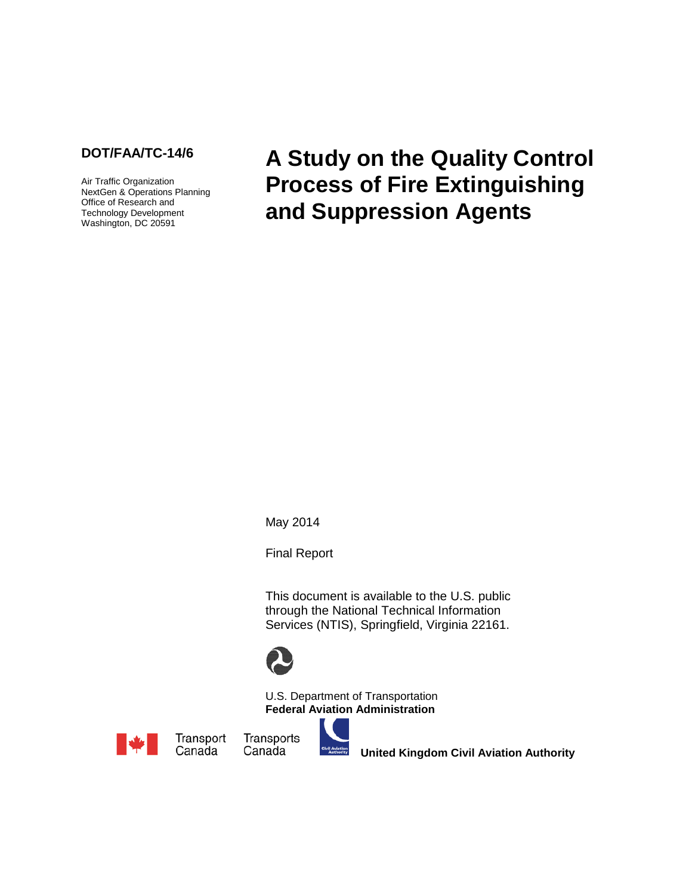**DOT/FAA/TC-14/6**

Air Traffic Organization
NextGen & Operations Planning
Office of Research and
Technology Development
Washington, DC 20591

# A Study on the Quality Control Process of Fire Extinguishing and Suppression Agents

May 2014

Final Report

This document is available to the U.S. public through the National Technical Information Services (NTIS), Springfield, Virginia 22161.

U.S. Department of Transportation
**Federal Aviation Administration**

Transport Canada Transports Canada

**United Kingdom Civil Aviation Authority**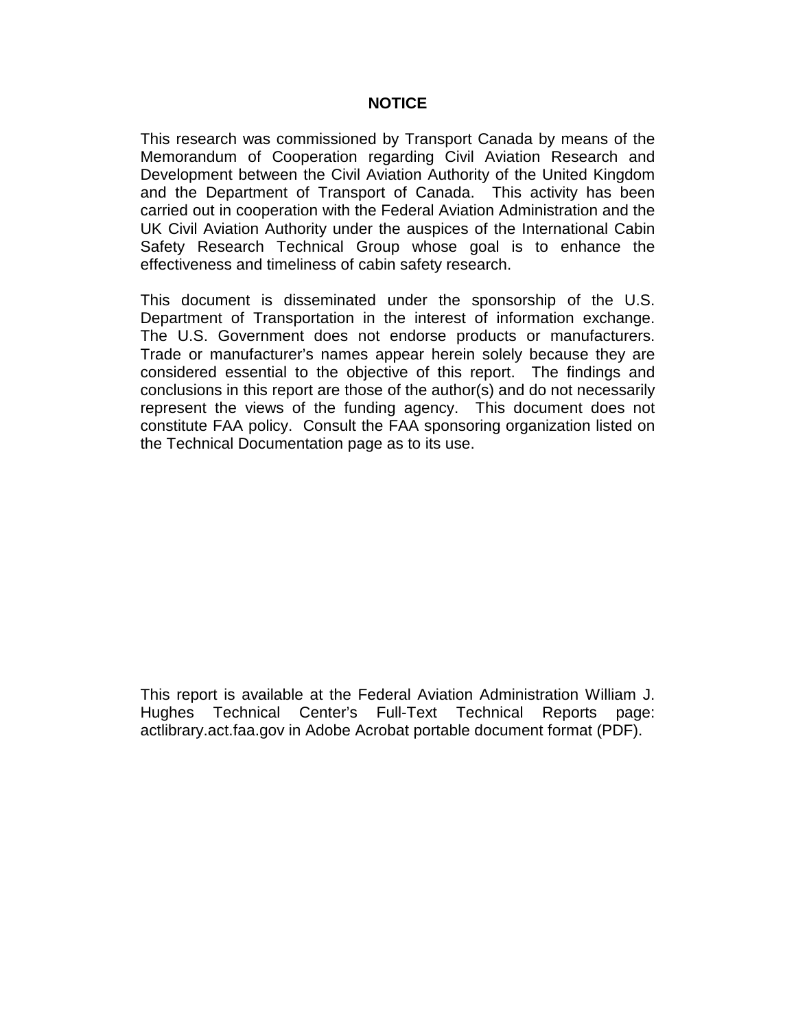# NOTICE

This research was commissioned by Transport Canada by means of the Memorandum of Cooperation regarding Civil Aviation Research and Development between the Civil Aviation Authority of the United Kingdom and the Department of Transport of Canada. This activity has been carried out in cooperation with the Federal Aviation Administration and the UK Civil Aviation Authority under the auspices of the International Cabin Safety Research Technical Group whose goal is to enhance the effectiveness and timeliness of cabin safety research.

This document is disseminated under the sponsorship of the U.S. Department of Transportation in the interest of information exchange. The U.S. Government does not endorse products or manufacturers. Trade or manufacturer's names appear herein solely because they are considered essential to the objective of this report. The findings and conclusions in this report are those of the author(s) and do not necessarily represent the views of the funding agency. This document does not constitute FAA policy. Consult the FAA sponsoring organization listed on the Technical Documentation page as to its use.

This report is available at the Federal Aviation Administration William J. Hughes Technical Center's Full-Text Technical Reports page: actlibrary.act.faa.gov in Adobe Acrobat portable document format (PDF).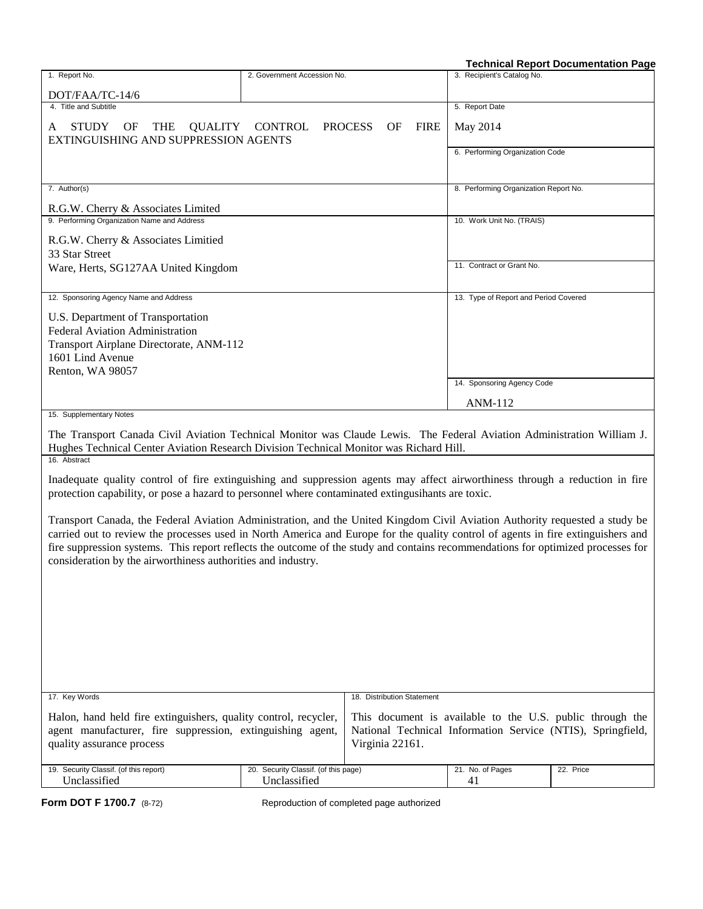**Technical Report Documentation Page**

| | | | | |
|---|---|---|---|---|
| 1. Report No.<br>DOT/FAA/TC-14/6 | 2. Government Accession No. | | 3. Recipient's Catalog No. | |
| 4. Title and Subtitle<br>A STUDY OF THE QUALITY CONTROL PROCESS OF FIRE EXTINGUISHING AND SUPPRESSION AGENTS | | | 5. Report Date<br>May 2014 | |
| | | | 6. Performing Organization Code | |
| 7. Author(s)<br>R.G.W. Cherry & Associates Limited | | | 8. Performing Organization Report No. | |
| 9. Performing Organization Name and Address<br>R.G.W. Cherry & Associates Limitied<br>33 Star Street<br>Ware, Herts, SG127AA United Kingdom | | | 10. Work Unit No. (TRAIS) | |
| | | | 11. Contract or Grant No. | |
| 12. Sponsoring Agency Name and Address<br>U.S. Department of Transportation<br>Federal Aviation Administration<br>Transport Airplane Directorate, ANM-112<br>1601 Lind Avenue<br>Renton, WA 98057 | | | 13. Type of Report and Period Covered | |
| | | | 14. Sponsoring Agency Code<br>ANM-112 | |
| 15. Supplementary Notes<br>The Transport Canada Civil Aviation Technical Monitor was Claude Lewis. The Federal Aviation Administration William J. Hughes Technical Center Aviation Research Division Technical Monitor was Richard Hill. | | | | |
| 16. Abstract<br>Inadequate quality control of fire extinguishing and suppression agents may affect airworthiness through a reduction in fire protection capability, or pose a hazard to personnel where contaminated extingusihants are toxic.<br><br>Transport Canada, the Federal Aviation Administration, and the United Kingdom Civil Aviation Authority requested a study be carried out to review the processes used in North America and Europe for the quality control of agents in fire extinguishers and fire suppression systems. This report reflects the outcome of the study and contains recommendations for optimized processes for consideration by the airworthiness authorities and industry. | | | | |
| 17. Key Words<br>Halon, hand held fire extinguishers, quality control, recycler, agent manufacturer, fire suppression, extinguishing agent, quality assurance process | | 18. Distribution Statement<br>This document is available to the U.S. public through the National Technical Information Service (NTIS), Springfield, Virginia 22161. | | |
| 19. Security Classif. (of this report)<br>Unclassified | 20. Security Classif. (of this page)<br>Unclassified | | 21. No. of Pages<br>41 | 22. Price |

**Form DOT F 1700.7** (8-72) Reproduction of completed page authorized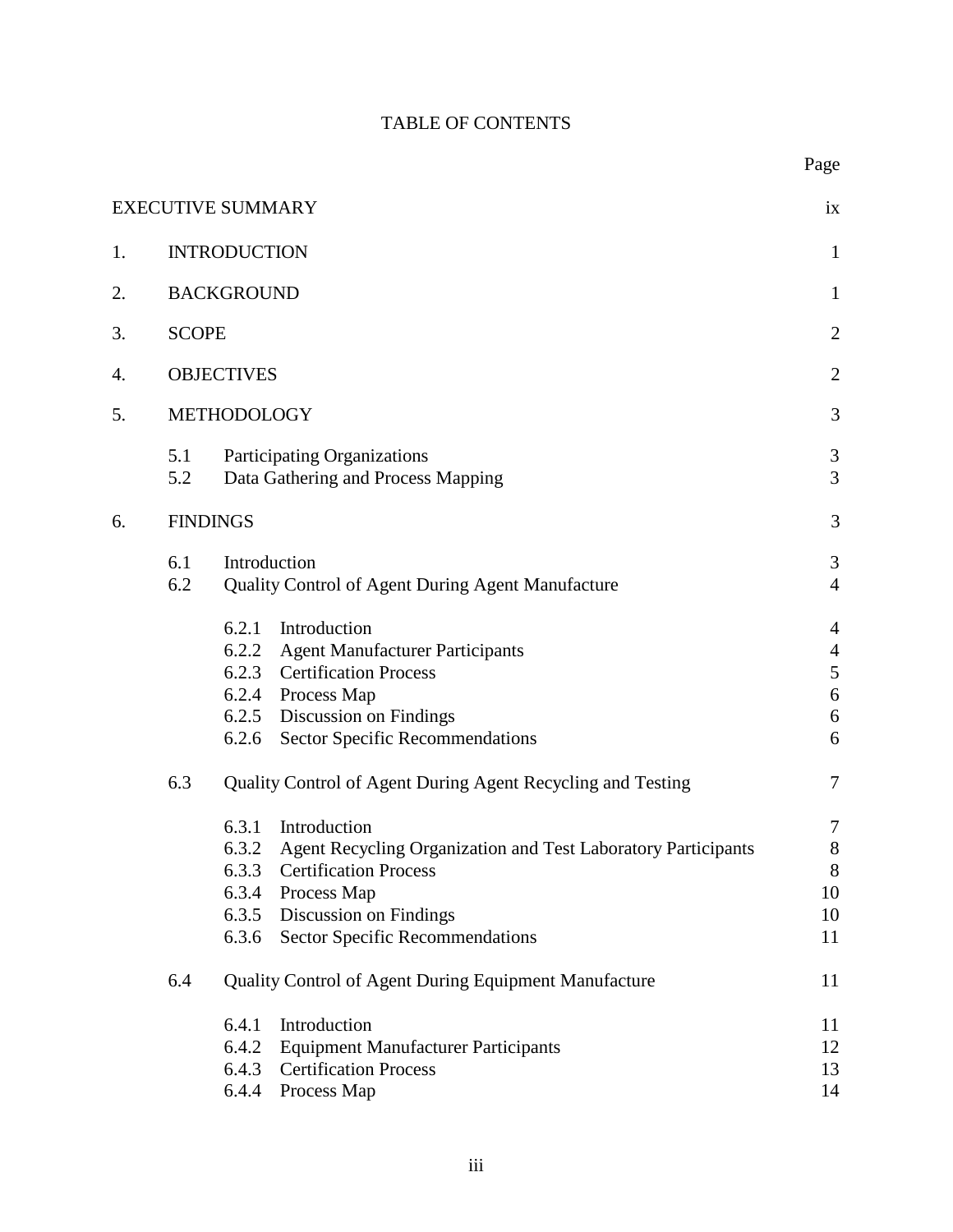# TABLE OF CONTENTS

| | | Page |
|---|---|---|
| EXECUTIVE SUMMARY | | ix |
| 1. | INTRODUCTION | 1 |
| 2. | BACKGROUND | 1 |
| 3. | SCOPE | 2 |
| 4. | OBJECTIVES | 2 |
| 5. | METHODOLOGY | 3 |
| | 5.1 Participating Organizations | 3 |
| | 5.2 Data Gathering and Process Mapping | 3 |
| 6. | FINDINGS | 3 |
| | 6.1 Introduction | 3 |
| | 6.2 Quality Control of Agent During Agent Manufacture | 4 |
| | 6.2.1 Introduction | 4 |
| | 6.2.2 Agent Manufacturer Participants | 4 |
| | 6.2.3 Certification Process | 5 |
| | 6.2.4 Process Map | 6 |
| | 6.2.5 Discussion on Findings | 6 |
| | 6.2.6 Sector Specific Recommendations | 6 |
| | 6.3 Quality Control of Agent During Agent Recycling and Testing | 7 |
| | 6.3.1 Introduction | 7 |
| | 6.3.2 Agent Recycling Organization and Test Laboratory Participants | 8 |
| | 6.3.3 Certification Process | 8 |
| | 6.3.4 Process Map | 10 |
| | 6.3.5 Discussion on Findings | 10 |
| | 6.3.6 Sector Specific Recommendations | 11 |
| | 6.4 Quality Control of Agent During Equipment Manufacture | 11 |
| | 6.4.1 Introduction | 11 |
| | 6.4.2 Equipment Manufacturer Participants | 12 |
| | 6.4.3 Certification Process | 13 |
| | 6.4.4 Process Map | 14 |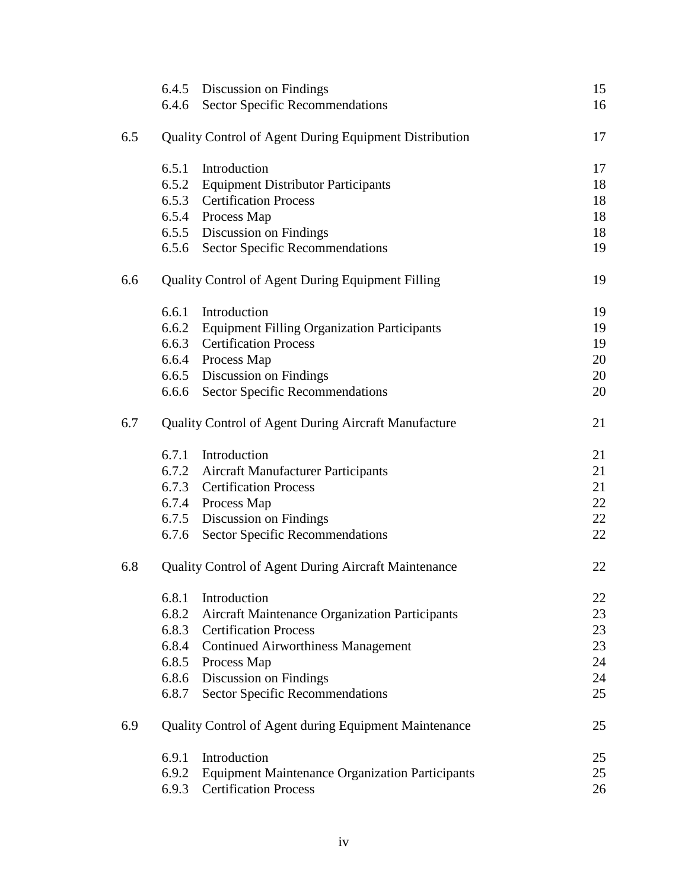| | | | |
|---|---|---|---|
| | 6.4.5 | Discussion on Findings | 15 |
| | 6.4.6 | Sector Specific Recommendations | 16 |
| 6.5 | Quality Control of Agent During Equipment Distribution | | 17 |
| | 6.5.1 | Introduction | 17 |
| | 6.5.2 | Equipment Distributor Participants | 18 |
| | 6.5.3 | Certification Process | 18 |
| | 6.5.4 | Process Map | 18 |
| | 6.5.5 | Discussion on Findings | 18 |
| | 6.5.6 | Sector Specific Recommendations | 19 |
| 6.6 | Quality Control of Agent During Equipment Filling | | 19 |
| | 6.6.1 | Introduction | 19 |
| | 6.6.2 | Equipment Filling Organization Participants | 19 |
| | 6.6.3 | Certification Process | 19 |
| | 6.6.4 | Process Map | 20 |
| | 6.6.5 | Discussion on Findings | 20 |
| | 6.6.6 | Sector Specific Recommendations | 20 |
| 6.7 | Quality Control of Agent During Aircraft Manufacture | | 21 |
| | 6.7.1 | Introduction | 21 |
| | 6.7.2 | Aircraft Manufacturer Participants | 21 |
| | 6.7.3 | Certification Process | 21 |
| | 6.7.4 | Process Map | 22 |
| | 6.7.5 | Discussion on Findings | 22 |
| | 6.7.6 | Sector Specific Recommendations | 22 |
| 6.8 | Quality Control of Agent During Aircraft Maintenance | | 22 |
| | 6.8.1 | Introduction | 22 |
| | 6.8.2 | Aircraft Maintenance Organization Participants | 23 |
| | 6.8.3 | Certification Process | 23 |
| | 6.8.4 | Continued Airworthiness Management | 23 |
| | 6.8.5 | Process Map | 24 |
| | 6.8.6 | Discussion on Findings | 24 |
| | 6.8.7 | Sector Specific Recommendations | 25 |
| 6.9 | Quality Control of Agent during Equipment Maintenance | | 25 |
| | 6.9.1 | Introduction | 25 |
| | 6.9.2 | Equipment Maintenance Organization Participants | 25 |
| | 6.9.3 | Certification Process | 26 |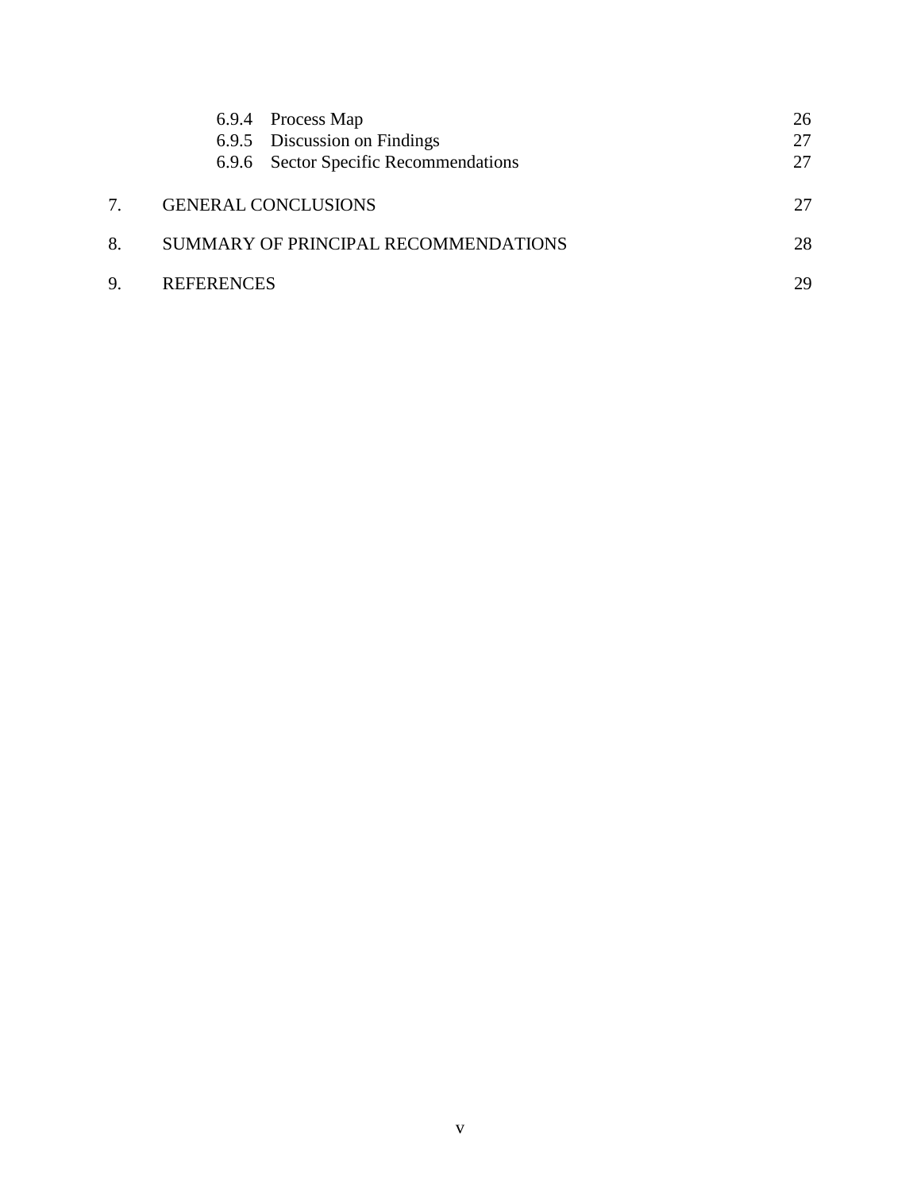| | | |
|---|---|---|
| 6.9.4 | Process Map | 26 |
| 6.9.5 | Discussion on Findings | 27 |
| 6.9.6 | Sector Specific Recommendations | 27 |
| 7. | GENERAL CONCLUSIONS | 27 |
| 8. | SUMMARY OF PRINCIPAL RECOMMENDATIONS | 28 |
| 9. | REFERENCES | 29 |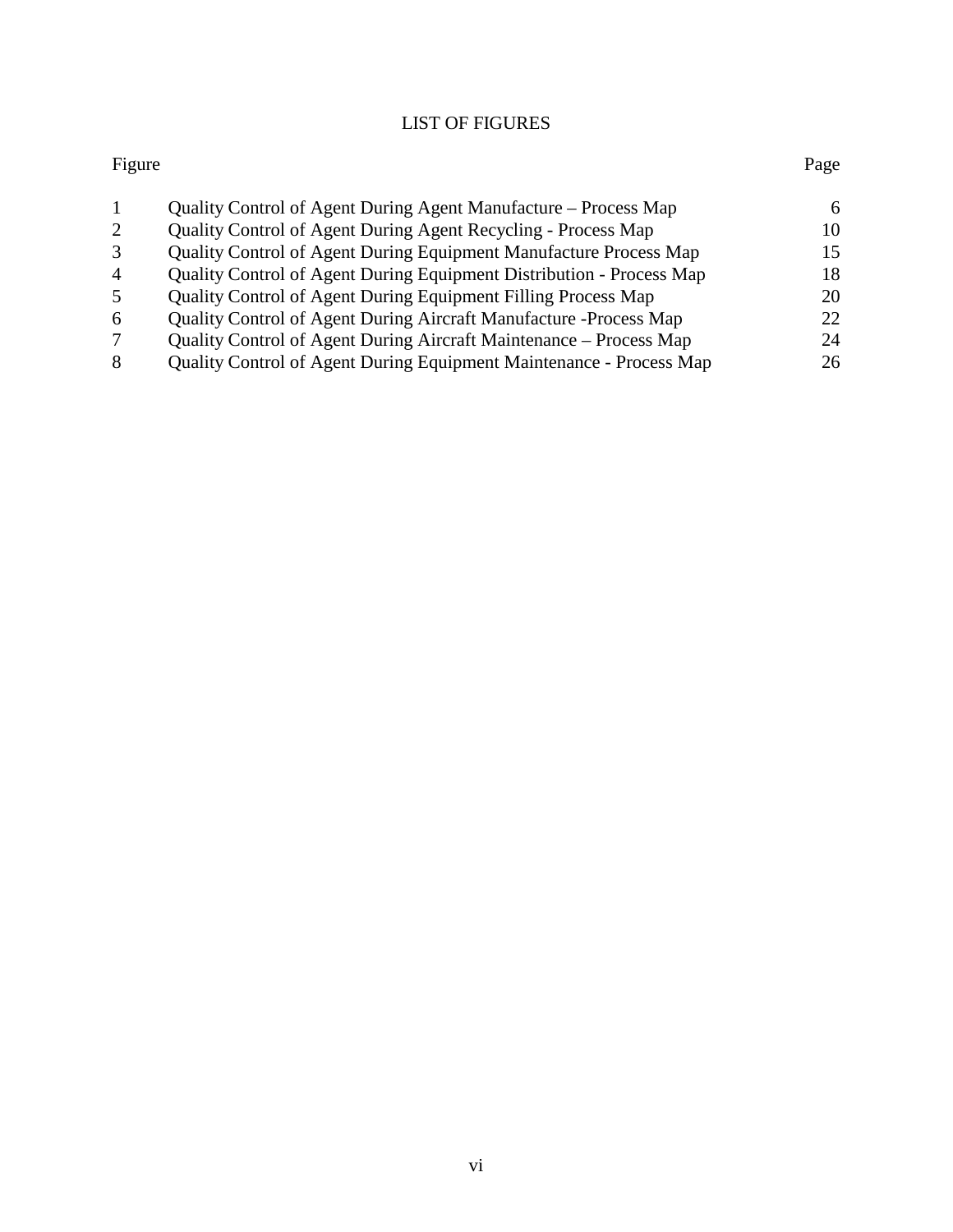# LIST OF FIGURES

| Figure | | Page |
|---|---|---|
| 1 | Quality Control of Agent During Agent Manufacture – Process Map | 6 |
| 2 | Quality Control of Agent During Agent Recycling - Process Map | 10 |
| 3 | Quality Control of Agent During Equipment Manufacture Process Map | 15 |
| 4 | Quality Control of Agent During Equipment Distribution - Process Map | 18 |
| 5 | Quality Control of Agent During Equipment Filling Process Map | 20 |
| 6 | Quality Control of Agent During Aircraft Manufacture -Process Map | 22 |
| 7 | Quality Control of Agent During Aircraft Maintenance – Process Map | 24 |
| 8 | Quality Control of Agent During Equipment Maintenance - Process Map | 26 |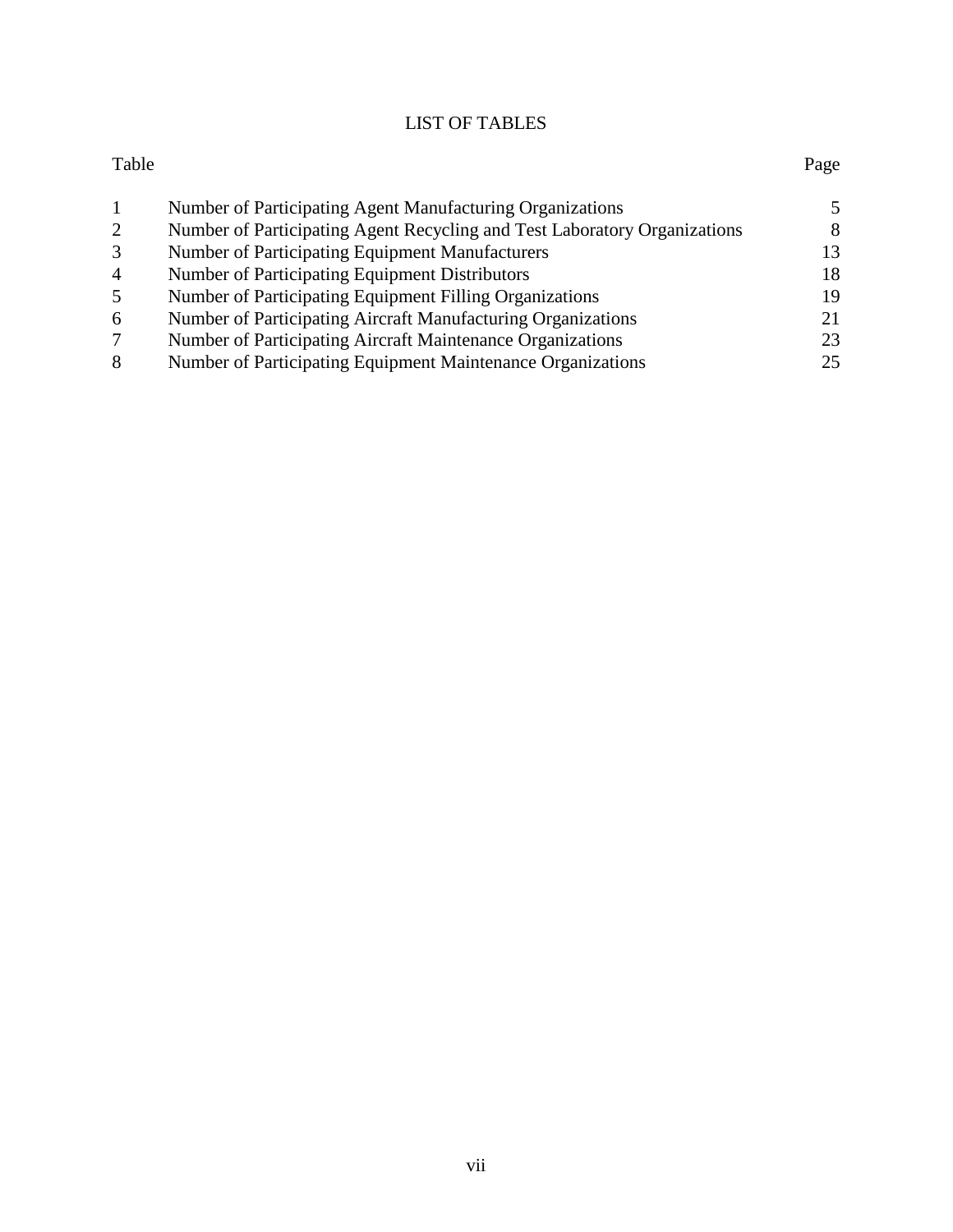# LIST OF TABLES

| Table | | Page |
|---|---|---|
| 1 | Number of Participating Agent Manufacturing Organizations | 5 |
| 2 | Number of Participating Agent Recycling and Test Laboratory Organizations | 8 |
| 3 | Number of Participating Equipment Manufacturers | 13 |
| 4 | Number of Participating Equipment Distributors | 18 |
| 5 | Number of Participating Equipment Filling Organizations | 19 |
| 6 | Number of Participating Aircraft Manufacturing Organizations | 21 |
| 7 | Number of Participating Aircraft Maintenance Organizations | 23 |
| 8 | Number of Participating Equipment Maintenance Organizations | 25 |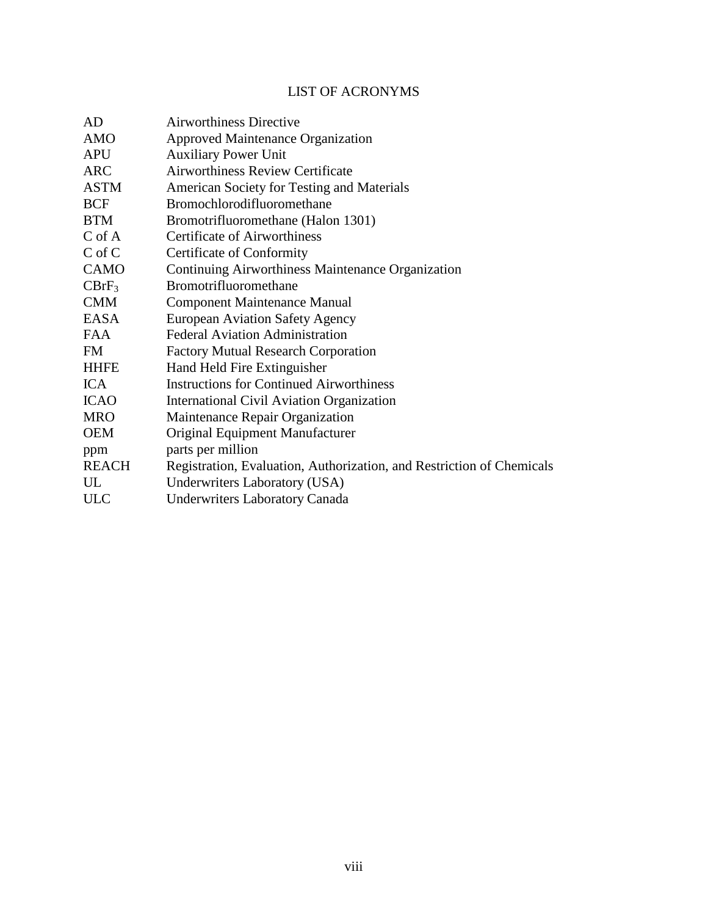# LIST OF ACRONYMS

| | |
|---|---|
| AD | Airworthiness Directive |
| AMO | Approved Maintenance Organization |
| APU | Auxiliary Power Unit |
| ARC | Airworthiness Review Certificate |
| ASTM | American Society for Testing and Materials |
| BCF | Bromochlorodifluoromethane |
| BTM | Bromotrifluoromethane (Halon 1301) |
| C of A | Certificate of Airworthiness |
| C of C | Certificate of Conformity |
| CAMO | Continuing Airworthiness Maintenance Organization |
| $CBrF_3$ | Bromotrifluoromethane |
| CMM | Component Maintenance Manual |
| EASA | European Aviation Safety Agency |
| FAA | Federal Aviation Administration |
| FM | Factory Mutual Research Corporation |
| HHFE | Hand Held Fire Extinguisher |
| ICA | Instructions for Continued Airworthiness |
| ICAO | International Civil Aviation Organization |
| MRO | Maintenance Repair Organization |
| OEM | Original Equipment Manufacturer |
| ppm | parts per million |
| REACH | Registration, Evaluation, Authorization, and Restriction of Chemicals |
| UL | Underwriters Laboratory (USA) |
| ULC | Underwriters Laboratory Canada |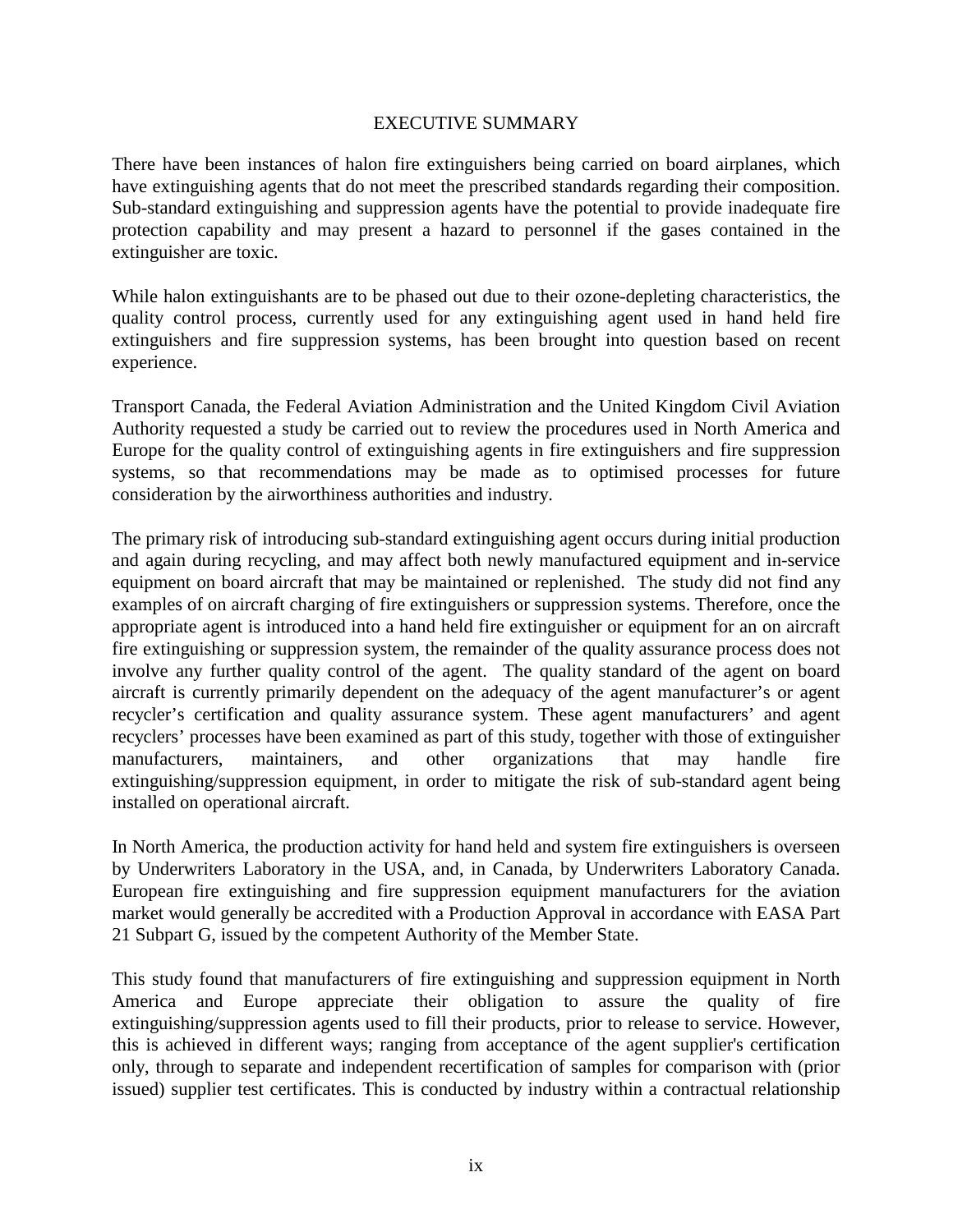# EXECUTIVE SUMMARY

There have been instances of halon fire extinguishers being carried on board airplanes, which have extinguishing agents that do not meet the prescribed standards regarding their composition. Sub-standard extinguishing and suppression agents have the potential to provide inadequate fire protection capability and may present a hazard to personnel if the gases contained in the extinguisher are toxic.

While halon extinguishants are to be phased out due to their ozone-depleting characteristics, the quality control process, currently used for any extinguishing agent used in hand held fire extinguishers and fire suppression systems, has been brought into question based on recent experience.

Transport Canada, the Federal Aviation Administration and the United Kingdom Civil Aviation Authority requested a study be carried out to review the procedures used in North America and Europe for the quality control of extinguishing agents in fire extinguishers and fire suppression systems, so that recommendations may be made as to optimised processes for future consideration by the airworthiness authorities and industry.

The primary risk of introducing sub-standard extinguishing agent occurs during initial production and again during recycling, and may affect both newly manufactured equipment and in-service equipment on board aircraft that may be maintained or replenished. The study did not find any examples of on aircraft charging of fire extinguishers or suppression systems. Therefore, once the appropriate agent is introduced into a hand held fire extinguisher or equipment for an on aircraft fire extinguishing or suppression system, the remainder of the quality assurance process does not involve any further quality control of the agent. The quality standard of the agent on board aircraft is currently primarily dependent on the adequacy of the agent manufacturer's or agent recycler's certification and quality assurance system. These agent manufacturers' and agent recyclers' processes have been examined as part of this study, together with those of extinguisher manufacturers, maintainers, and other organizations that may handle fire extinguishing/suppression equipment, in order to mitigate the risk of sub-standard agent being installed on operational aircraft.

In North America, the production activity for hand held and system fire extinguishers is overseen by Underwriters Laboratory in the USA, and, in Canada, by Underwriters Laboratory Canada. European fire extinguishing and fire suppression equipment manufacturers for the aviation market would generally be accredited with a Production Approval in accordance with EASA Part 21 Subpart G, issued by the competent Authority of the Member State.

This study found that manufacturers of fire extinguishing and suppression equipment in North America and Europe appreciate their obligation to assure the quality of fire extinguishing/suppression agents used to fill their products, prior to release to service. However, this is achieved in different ways; ranging from acceptance of the agent supplier's certification only, through to separate and independent recertification of samples for comparison with (prior issued) supplier test certificates. This is conducted by industry within a contractual relationship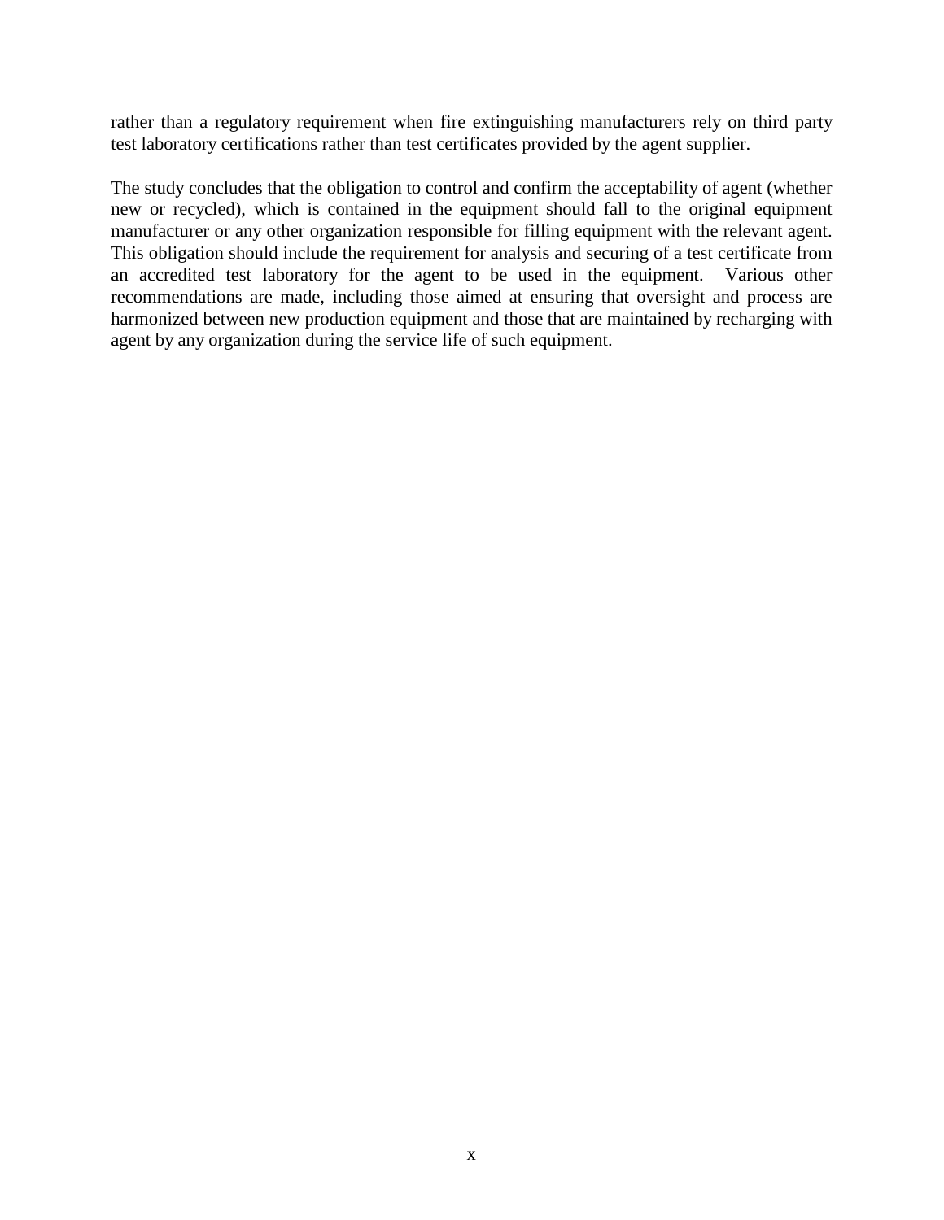rather than a regulatory requirement when fire extinguishing manufacturers rely on third party test laboratory certifications rather than test certificates provided by the agent supplier.

The study concludes that the obligation to control and confirm the acceptability of agent (whether new or recycled), which is contained in the equipment should fall to the original equipment manufacturer or any other organization responsible for filling equipment with the relevant agent. This obligation should include the requirement for analysis and securing of a test certificate from an accredited test laboratory for the agent to be used in the equipment. Various other recommendations are made, including those aimed at ensuring that oversight and process are harmonized between new production equipment and those that are maintained by recharging with agent by any organization during the service life of such equipment.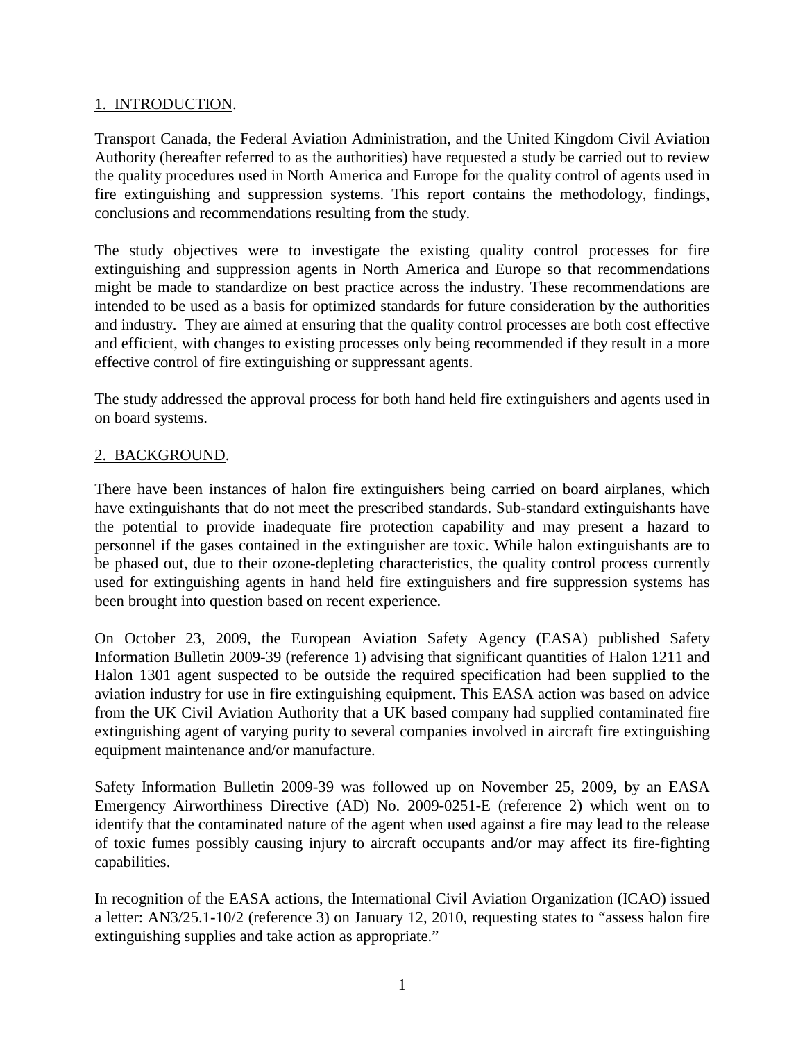## 1. INTRODUCTION.

Transport Canada, the Federal Aviation Administration, and the United Kingdom Civil Aviation Authority (hereafter referred to as the authorities) have requested a study be carried out to review the quality procedures used in North America and Europe for the quality control of agents used in fire extinguishing and suppression systems. This report contains the methodology, findings, conclusions and recommendations resulting from the study.

The study objectives were to investigate the existing quality control processes for fire extinguishing and suppression agents in North America and Europe so that recommendations might be made to standardize on best practice across the industry. These recommendations are intended to be used as a basis for optimized standards for future consideration by the authorities and industry. They are aimed at ensuring that the quality control processes are both cost effective and efficient, with changes to existing processes only being recommended if they result in a more effective control of fire extinguishing or suppressant agents.

The study addressed the approval process for both hand held fire extinguishers and agents used in on board systems.

## 2. BACKGROUND.

There have been instances of halon fire extinguishers being carried on board airplanes, which have extinguishants that do not meet the prescribed standards. Sub-standard extinguishants have the potential to provide inadequate fire protection capability and may present a hazard to personnel if the gases contained in the extinguisher are toxic. While halon extinguishants are to be phased out, due to their ozone-depleting characteristics, the quality control process currently used for extinguishing agents in hand held fire extinguishers and fire suppression systems has been brought into question based on recent experience.

On October 23, 2009, the European Aviation Safety Agency (EASA) published Safety Information Bulletin 2009-39 (reference 1) advising that significant quantities of Halon 1211 and Halon 1301 agent suspected to be outside the required specification had been supplied to the aviation industry for use in fire extinguishing equipment. This EASA action was based on advice from the UK Civil Aviation Authority that a UK based company had supplied contaminated fire extinguishing agent of varying purity to several companies involved in aircraft fire extinguishing equipment maintenance and/or manufacture.

Safety Information Bulletin 2009-39 was followed up on November 25, 2009, by an EASA Emergency Airworthiness Directive (AD) No. 2009-0251-E (reference 2) which went on to identify that the contaminated nature of the agent when used against a fire may lead to the release of toxic fumes possibly causing injury to aircraft occupants and/or may affect its fire-fighting capabilities.

In recognition of the EASA actions, the International Civil Aviation Organization (ICAO) issued a letter: AN3/25.1-10/2 (reference 3) on January 12, 2010, requesting states to "assess halon fire extinguishing supplies and take action as appropriate."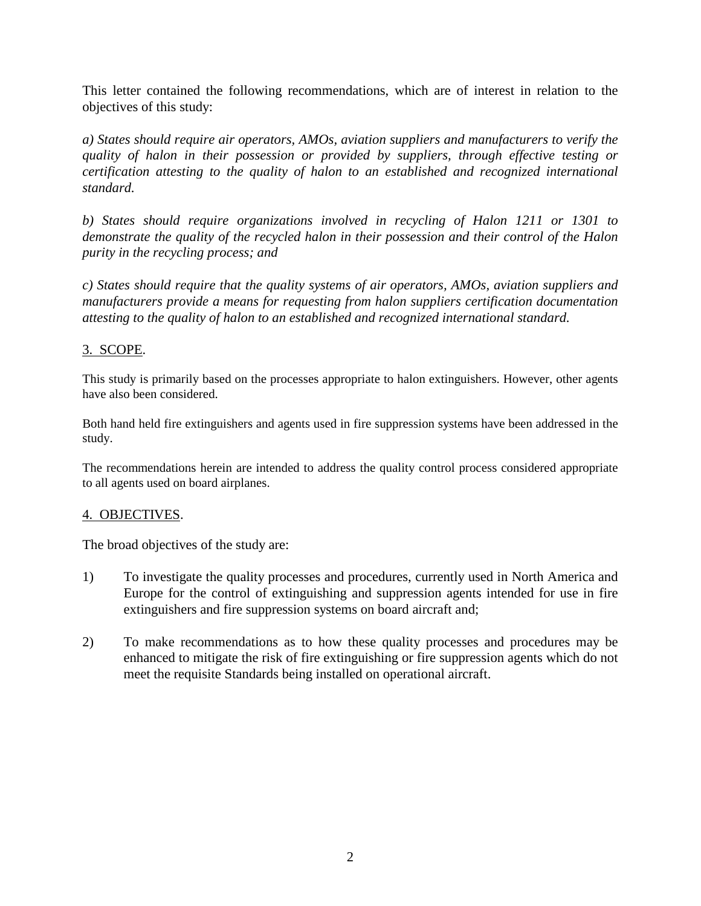This letter contained the following recommendations, which are of interest in relation to the objectives of this study:

*a) States should require air operators, AMOs, aviation suppliers and manufacturers to verify the quality of halon in their possession or provided by suppliers, through effective testing or certification attesting to the quality of halon to an established and recognized international standard.*

*b) States should require organizations involved in recycling of Halon 1211 or 1301 to demonstrate the quality of the recycled halon in their possession and their control of the Halon purity in the recycling process; and*

*c) States should require that the quality systems of air operators, AMOs, aviation suppliers and manufacturers provide a means for requesting from halon suppliers certification documentation attesting to the quality of halon to an established and recognized international standard.*

## 3. SCOPE.

This study is primarily based on the processes appropriate to halon extinguishers. However, other agents have also been considered.

Both hand held fire extinguishers and agents used in fire suppression systems have been addressed in the study.

The recommendations herein are intended to address the quality control process considered appropriate to all agents used on board airplanes.

## 4. OBJECTIVES.

The broad objectives of the study are:

1) To investigate the quality processes and procedures, currently used in North America and Europe for the control of extinguishing and suppression agents intended for use in fire extinguishers and fire suppression systems on board aircraft and;

2) To make recommendations as to how these quality processes and procedures may be enhanced to mitigate the risk of fire extinguishing or fire suppression agents which do not meet the requisite Standards being installed on operational aircraft.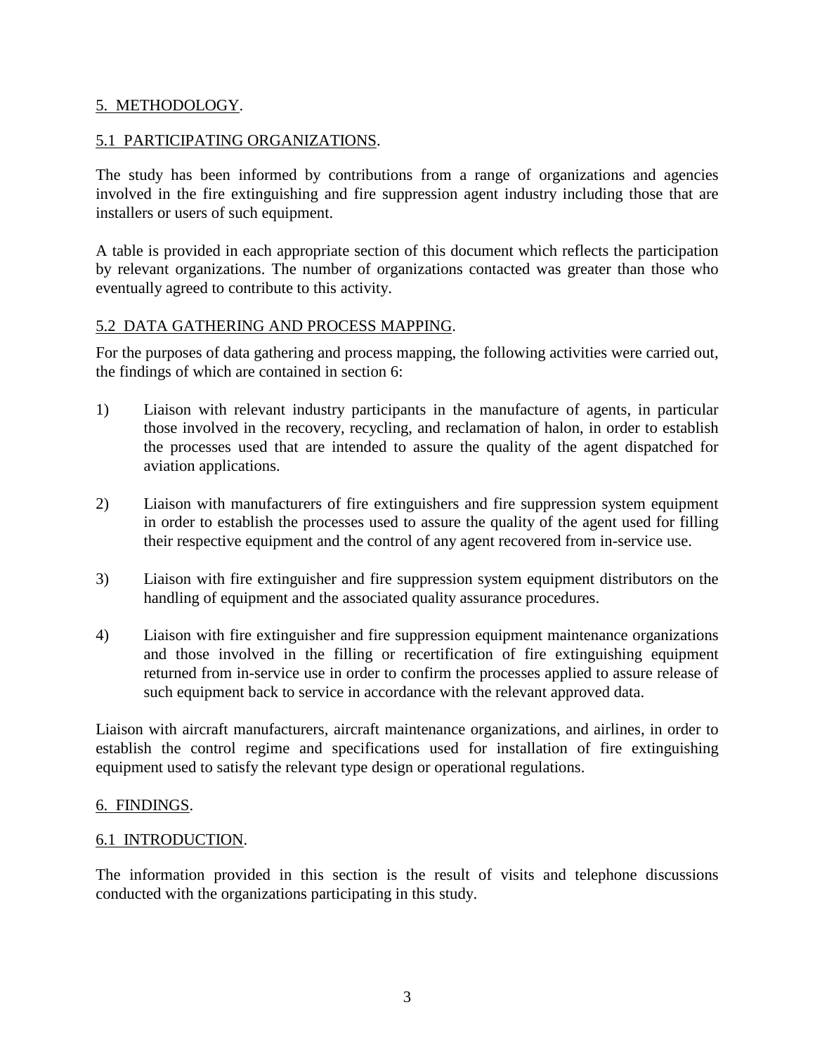## 5. METHODOLOGY.

### 5.1 PARTICIPATING ORGANIZATIONS.

The study has been informed by contributions from a range of organizations and agencies involved in the fire extinguishing and fire suppression agent industry including those that are installers or users of such equipment.

A table is provided in each appropriate section of this document which reflects the participation by relevant organizations. The number of organizations contacted was greater than those who eventually agreed to contribute to this activity.

### 5.2 DATA GATHERING AND PROCESS MAPPING.

For the purposes of data gathering and process mapping, the following activities were carried out, the findings of which are contained in section 6:

1) Liaison with relevant industry participants in the manufacture of agents, in particular those involved in the recovery, recycling, and reclamation of halon, in order to establish the processes used that are intended to assure the quality of the agent dispatched for aviation applications.

2) Liaison with manufacturers of fire extinguishers and fire suppression system equipment in order to establish the processes used to assure the quality of the agent used for filling their respective equipment and the control of any agent recovered from in-service use.

3) Liaison with fire extinguisher and fire suppression system equipment distributors on the handling of equipment and the associated quality assurance procedures.

4) Liaison with fire extinguisher and fire suppression equipment maintenance organizations and those involved in the filling or recertification of fire extinguishing equipment returned from in-service use in order to confirm the processes applied to assure release of such equipment back to service in accordance with the relevant approved data.

Liaison with aircraft manufacturers, aircraft maintenance organizations, and airlines, in order to establish the control regime and specifications used for installation of fire extinguishing equipment used to satisfy the relevant type design or operational regulations.

## 6. FINDINGS.

### 6.1 INTRODUCTION.

The information provided in this section is the result of visits and telephone discussions conducted with the organizations participating in this study.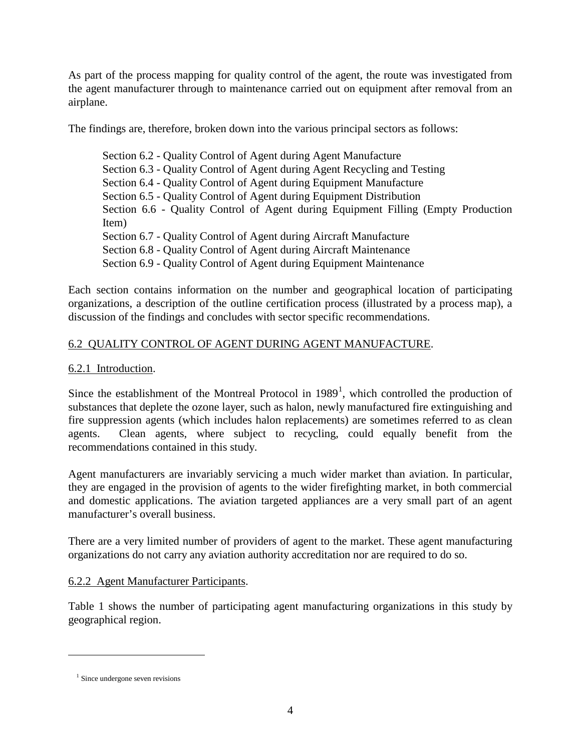As part of the process mapping for quality control of the agent, the route was investigated from the agent manufacturer through to maintenance carried out on equipment after removal from an airplane.

The findings are, therefore, broken down into the various principal sectors as follows:

Section 6.2 - Quality Control of Agent during Agent Manufacture
Section 6.3 - Quality Control of Agent during Agent Recycling and Testing
Section 6.4 - Quality Control of Agent during Equipment Manufacture
Section 6.5 - Quality Control of Agent during Equipment Distribution
Section 6.6 - Quality Control of Agent during Equipment Filling (Empty Production Item)
Section 6.7 - Quality Control of Agent during Aircraft Manufacture
Section 6.8 - Quality Control of Agent during Aircraft Maintenance
Section 6.9 - Quality Control of Agent during Equipment Maintenance

Each section contains information on the number and geographical location of participating organizations, a description of the outline certification process (illustrated by a process map), a discussion of the findings and concludes with sector specific recommendations.

## 6.2 QUALITY CONTROL OF AGENT DURING AGENT MANUFACTURE.

### 6.2.1 Introduction.

Since the establishment of the Montreal Protocol in 1989[1], which controlled the production of substances that deplete the ozone layer, such as halon, newly manufactured fire extinguishing and fire suppression agents (which includes halon replacements) are sometimes referred to as clean agents. Clean agents, where subject to recycling, could equally benefit from the recommendations contained in this study.

Agent manufacturers are invariably servicing a much wider market than aviation. In particular, they are engaged in the provision of agents to the wider firefighting market, in both commercial and domestic applications. The aviation targeted appliances are a very small part of an agent manufacturer's overall business.

There are a very limited number of providers of agent to the market. These agent manufacturing organizations do not carry any aviation authority accreditation nor are required to do so.

### 6.2.2 Agent Manufacturer Participants.

Table 1 shows the number of participating agent manufacturing organizations in this study by geographical region.

[1] Since undergone seven revisions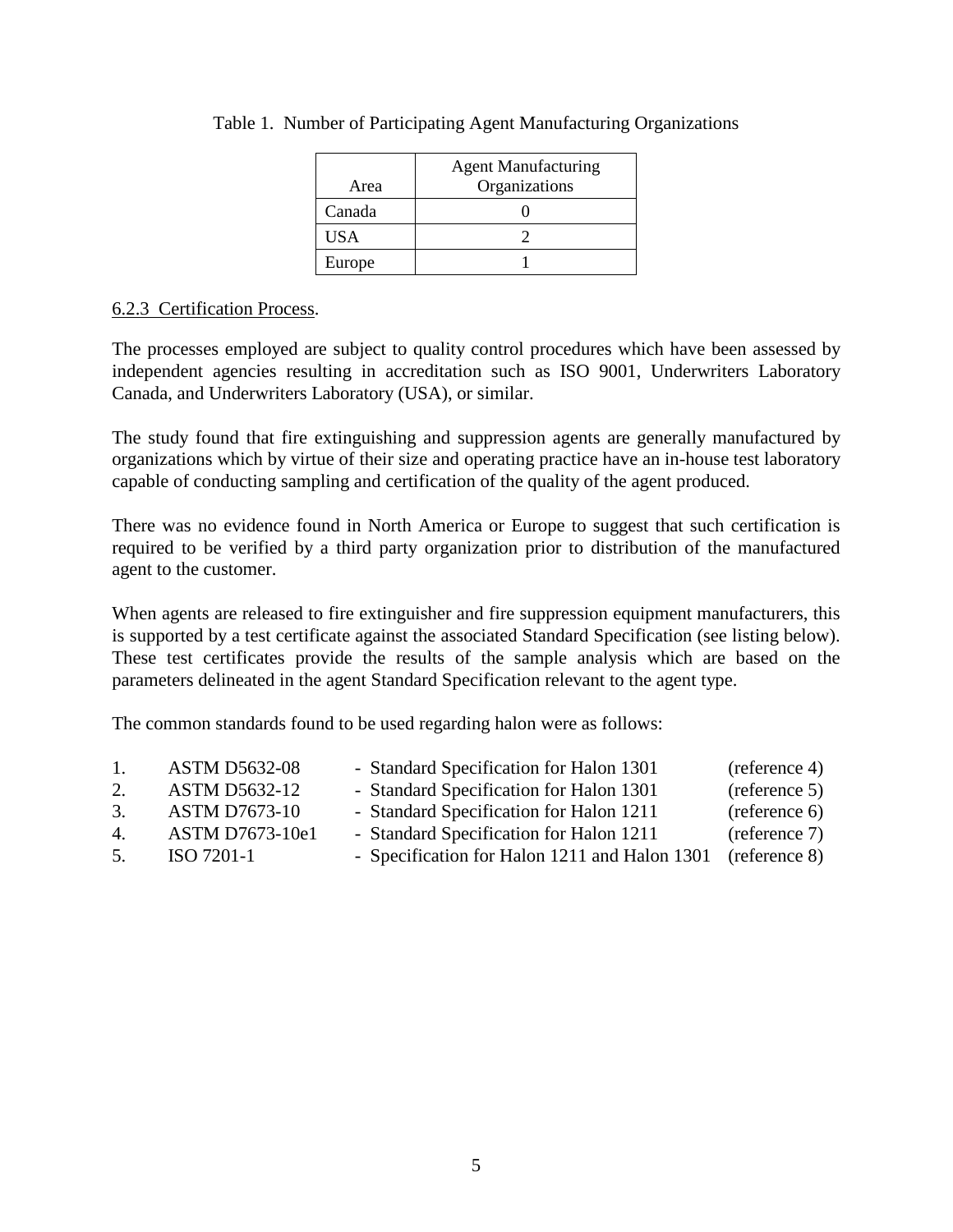Table 1. Number of Participating Agent Manufacturing Organizations

| Area | Agent Manufacturing Organizations |
|---|---|
| Canada | 0 |
| USA | 2 |
| Europe | 1 |

### 6.2.3 Certification Process.

The processes employed are subject to quality control procedures which have been assessed by independent agencies resulting in accreditation such as ISO 9001, Underwriters Laboratory Canada, and Underwriters Laboratory (USA), or similar.

The study found that fire extinguishing and suppression agents are generally manufactured by organizations which by virtue of their size and operating practice have an in-house test laboratory capable of conducting sampling and certification of the quality of the agent produced.

There was no evidence found in North America or Europe to suggest that such certification is required to be verified by a third party organization prior to distribution of the manufactured agent to the customer.

When agents are released to fire extinguisher and fire suppression equipment manufacturers, this is supported by a test certificate against the associated Standard Specification (see listing below). These test certificates provide the results of the sample analysis which are based on the parameters delineated in the agent Standard Specification relevant to the agent type.

The common standards found to be used regarding halon were as follows:

1. ASTM D5632-08 - Standard Specification for Halon 1301 (reference 4)
2. ASTM D5632-12 - Standard Specification for Halon 1301 (reference 5)
3. ASTM D7673-10 - Standard Specification for Halon 1211 (reference 6)
4. ASTM D7673-10e1 - Standard Specification for Halon 1211 (reference 7)
5. ISO 7201-1 - Specification for Halon 1211 and Halon 1301 (reference 8)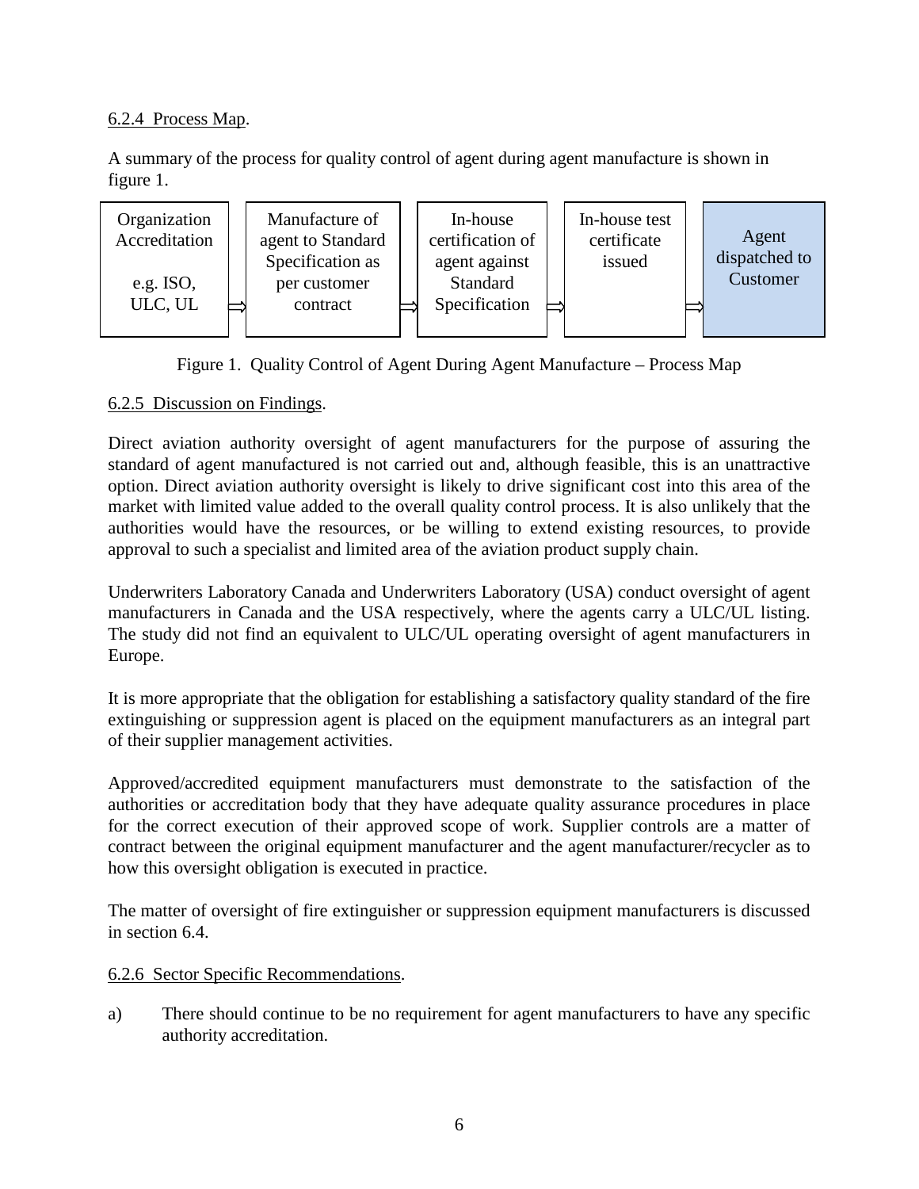6.2.4 Process Map.

A summary of the process for quality control of agent during agent manufacture is shown in figure 1.

Organization Accreditation

e.g. ISO, ULC, UL

⇒

Manufacture of agent to Standard Specification as per customer contract

⇒

In-house certification of agent against Standard Specification

⇒

In-house test certificate issued

⇒

Agent dispatched to Customer

Figure 1. Quality Control of Agent During Agent Manufacture – Process Map

6.2.5 Discussion on Findings.

Direct aviation authority oversight of agent manufacturers for the purpose of assuring the standard of agent manufactured is not carried out and, although feasible, this is an unattractive option. Direct aviation authority oversight is likely to drive significant cost into this area of the market with limited value added to the overall quality control process. It is also unlikely that the authorities would have the resources, or be willing to extend existing resources, to provide approval to such a specialist and limited area of the aviation product supply chain.

Underwriters Laboratory Canada and Underwriters Laboratory (USA) conduct oversight of agent manufacturers in Canada and the USA respectively, where the agents carry a ULC/UL listing. The study did not find an equivalent to ULC/UL operating oversight of agent manufacturers in Europe.

It is more appropriate that the obligation for establishing a satisfactory quality standard of the fire extinguishing or suppression agent is placed on the equipment manufacturers as an integral part of their supplier management activities.

Approved/accredited equipment manufacturers must demonstrate to the satisfaction of the authorities or accreditation body that they have adequate quality assurance procedures in place for the correct execution of their approved scope of work. Supplier controls are a matter of contract between the original equipment manufacturer and the agent manufacturer/recycler as to how this oversight obligation is executed in practice.

The matter of oversight of fire extinguisher or suppression equipment manufacturers is discussed in section 6.4.

6.2.6 Sector Specific Recommendations.

a) There should continue to be no requirement for agent manufacturers to have any specific authority accreditation.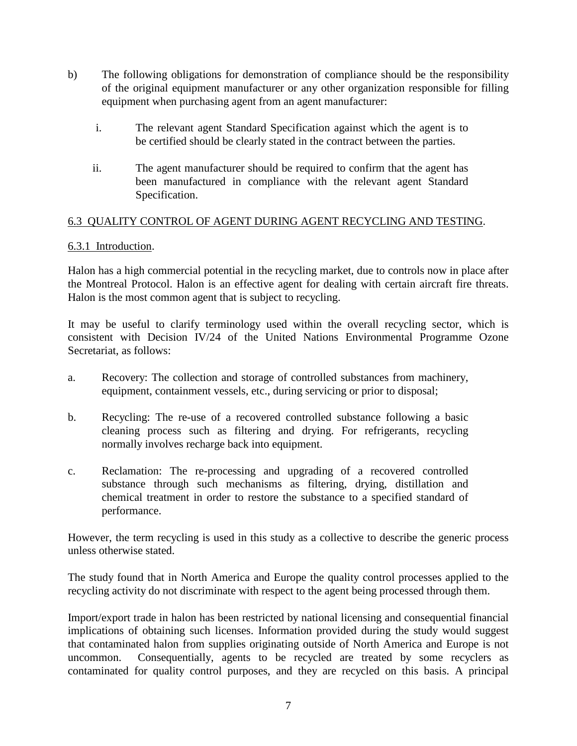b) The following obligations for demonstration of compliance should be the responsibility of the original equipment manufacturer or any other organization responsible for filling equipment when purchasing agent from an agent manufacturer:

   i. The relevant agent Standard Specification against which the agent is to be certified should be clearly stated in the contract between the parties.

   ii. The agent manufacturer should be required to confirm that the agent has been manufactured in compliance with the relevant agent Standard Specification.

<u>6.3 QUALITY CONTROL OF AGENT DURING AGENT RECYCLING AND TESTING</u>.

<u>6.3.1 Introduction</u>.

Halon has a high commercial potential in the recycling market, due to controls now in place after the Montreal Protocol. Halon is an effective agent for dealing with certain aircraft fire threats. Halon is the most common agent that is subject to recycling.

It may be useful to clarify terminology used within the overall recycling sector, which is consistent with Decision IV/24 of the United Nations Environmental Programme Ozone Secretariat, as follows:

a. Recovery: The collection and storage of controlled substances from machinery, equipment, containment vessels, etc., during servicing or prior to disposal;

b. Recycling: The re-use of a recovered controlled substance following a basic cleaning process such as filtering and drying. For refrigerants, recycling normally involves recharge back into equipment.

c. Reclamation: The re-processing and upgrading of a recovered controlled substance through such mechanisms as filtering, drying, distillation and chemical treatment in order to restore the substance to a specified standard of performance.

However, the term recycling is used in this study as a collective to describe the generic process unless otherwise stated.

The study found that in North America and Europe the quality control processes applied to the recycling activity do not discriminate with respect to the agent being processed through them.

Import/export trade in halon has been restricted by national licensing and consequential financial implications of obtaining such licenses. Information provided during the study would suggest that contaminated halon from supplies originating outside of North America and Europe is not uncommon. Consequentially, agents to be recycled are treated by some recyclers as contaminated for quality control purposes, and they are recycled on this basis. A principal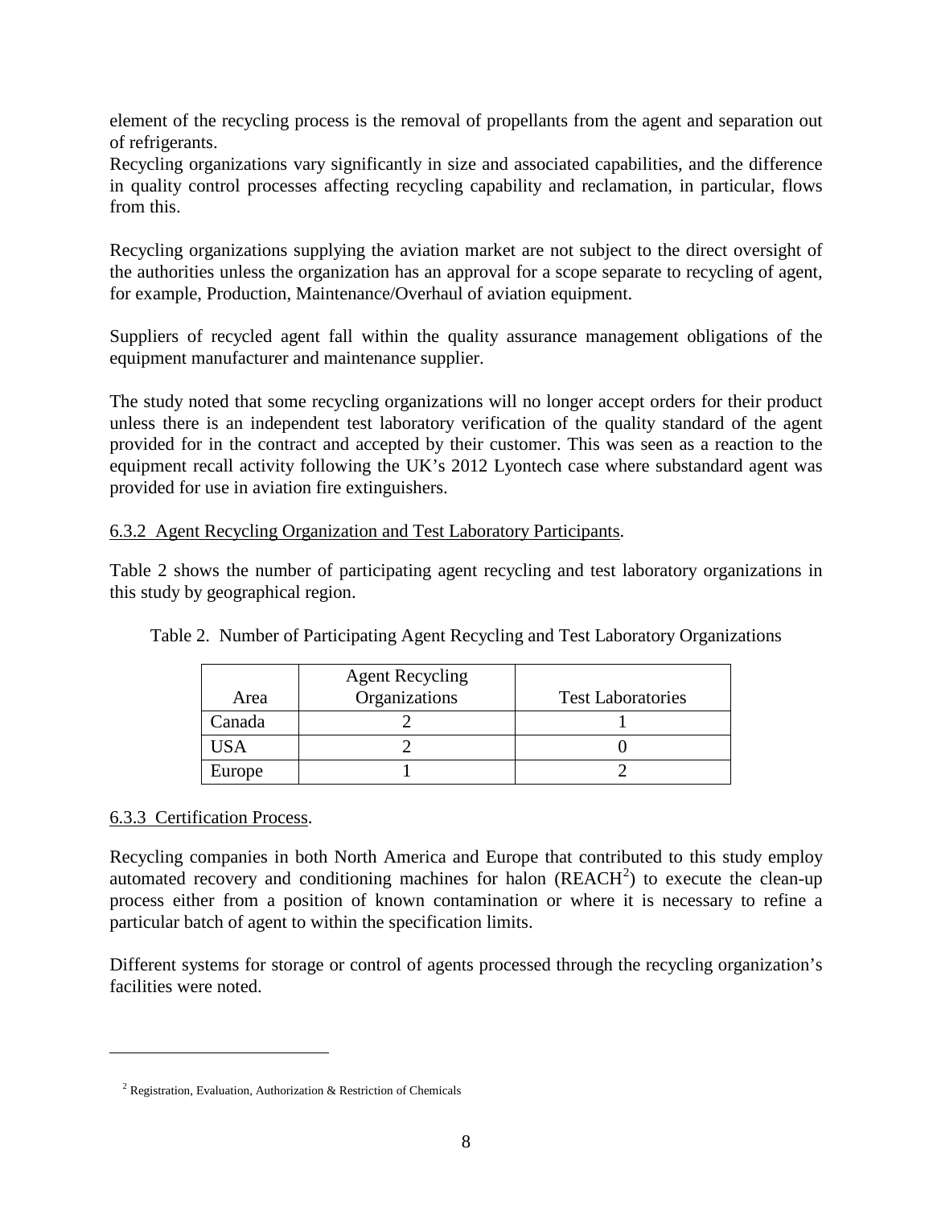element of the recycling process is the removal of propellants from the agent and separation out of refrigerants.

Recycling organizations vary significantly in size and associated capabilities, and the difference in quality control processes affecting recycling capability and reclamation, in particular, flows from this.

Recycling organizations supplying the aviation market are not subject to the direct oversight of the authorities unless the organization has an approval for a scope separate to recycling of agent, for example, Production, Maintenance/Overhaul of aviation equipment.

Suppliers of recycled agent fall within the quality assurance management obligations of the equipment manufacturer and maintenance supplier.

The study noted that some recycling organizations will no longer accept orders for their product unless there is an independent test laboratory verification of the quality standard of the agent provided for in the contract and accepted by their customer. This was seen as a reaction to the equipment recall activity following the UK's 2012 Lyontech case where substandard agent was provided for use in aviation fire extinguishers.

6.3.2 Agent Recycling Organization and Test Laboratory Participants.

Table 2 shows the number of participating agent recycling and test laboratory organizations in this study by geographical region.

Table 2. Number of Participating Agent Recycling and Test Laboratory Organizations

| Area | Agent Recycling Organizations | Test Laboratories |
|---|---|---|
| Canada | 2 | 1 |
| USA | 2 | 0 |
| Europe | 1 | 2 |

6.3.3 Certification Process.

Recycling companies in both North America and Europe that contributed to this study employ automated recovery and conditioning machines for halon (REACH[2]) to execute the clean-up process either from a position of known contamination or where it is necessary to refine a particular batch of agent to within the specification limits.

Different systems for storage or control of agents processed through the recycling organization's facilities were noted.

[2] Registration, Evaluation, Authorization & Restriction of Chemicals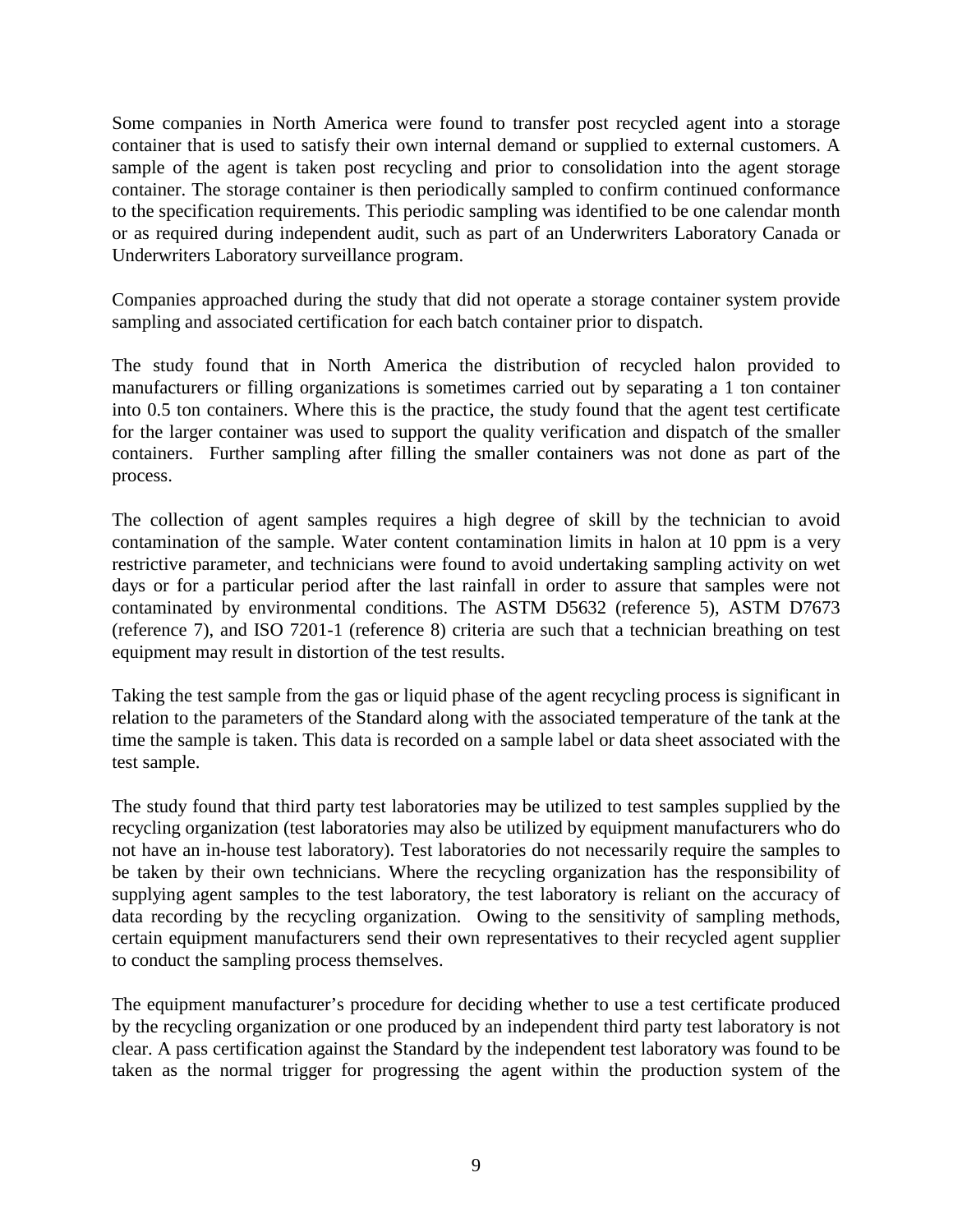Some companies in North America were found to transfer post recycled agent into a storage container that is used to satisfy their own internal demand or supplied to external customers. A sample of the agent is taken post recycling and prior to consolidation into the agent storage container. The storage container is then periodically sampled to confirm continued conformance to the specification requirements. This periodic sampling was identified to be one calendar month or as required during independent audit, such as part of an Underwriters Laboratory Canada or Underwriters Laboratory surveillance program.

Companies approached during the study that did not operate a storage container system provide sampling and associated certification for each batch container prior to dispatch.

The study found that in North America the distribution of recycled halon provided to manufacturers or filling organizations is sometimes carried out by separating a 1 ton container into 0.5 ton containers. Where this is the practice, the study found that the agent test certificate for the larger container was used to support the quality verification and dispatch of the smaller containers. Further sampling after filling the smaller containers was not done as part of the process.

The collection of agent samples requires a high degree of skill by the technician to avoid contamination of the sample. Water content contamination limits in halon at 10 ppm is a very restrictive parameter, and technicians were found to avoid undertaking sampling activity on wet days or for a particular period after the last rainfall in order to assure that samples were not contaminated by environmental conditions. The ASTM D5632 (reference 5), ASTM D7673 (reference 7), and ISO 7201-1 (reference 8) criteria are such that a technician breathing on test equipment may result in distortion of the test results.

Taking the test sample from the gas or liquid phase of the agent recycling process is significant in relation to the parameters of the Standard along with the associated temperature of the tank at the time the sample is taken. This data is recorded on a sample label or data sheet associated with the test sample.

The study found that third party test laboratories may be utilized to test samples supplied by the recycling organization (test laboratories may also be utilized by equipment manufacturers who do not have an in-house test laboratory). Test laboratories do not necessarily require the samples to be taken by their own technicians. Where the recycling organization has the responsibility of supplying agent samples to the test laboratory, the test laboratory is reliant on the accuracy of data recording by the recycling organization. Owing to the sensitivity of sampling methods, certain equipment manufacturers send their own representatives to their recycled agent supplier to conduct the sampling process themselves.

The equipment manufacturer's procedure for deciding whether to use a test certificate produced by the recycling organization or one produced by an independent third party test laboratory is not clear. A pass certification against the Standard by the independent test laboratory was found to be taken as the normal trigger for progressing the agent within the production system of the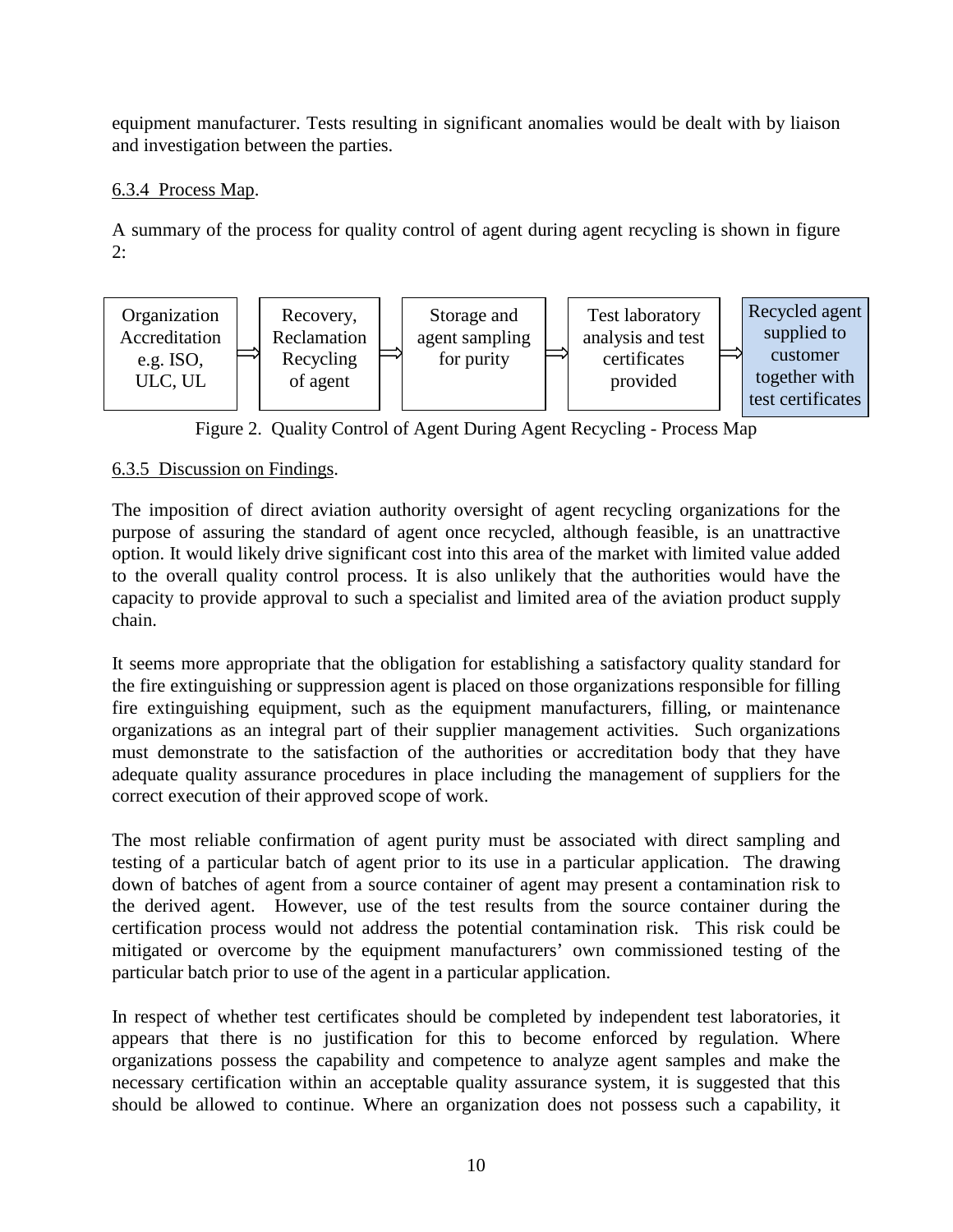equipment manufacturer. Tests resulting in significant anomalies would be dealt with by liaison and investigation between the parties.

6.3.4 Process Map.

A summary of the process for quality control of agent during agent recycling is shown in figure 2:

Organization Accreditation e.g. ISO, ULC, UL ⇒ Recovery, Reclamation Recycling of agent ⇒ Storage and agent sampling for purity ⇒ Test laboratory analysis and test certificates provided ⇒ Recycled agent supplied to customer together with test certificates

Figure 2. Quality Control of Agent During Agent Recycling - Process Map

6.3.5 Discussion on Findings.

The imposition of direct aviation authority oversight of agent recycling organizations for the purpose of assuring the standard of agent once recycled, although feasible, is an unattractive option. It would likely drive significant cost into this area of the market with limited value added to the overall quality control process. It is also unlikely that the authorities would have the capacity to provide approval to such a specialist and limited area of the aviation product supply chain.

It seems more appropriate that the obligation for establishing a satisfactory quality standard for the fire extinguishing or suppression agent is placed on those organizations responsible for filling fire extinguishing equipment, such as the equipment manufacturers, filling, or maintenance organizations as an integral part of their supplier management activities. Such organizations must demonstrate to the satisfaction of the authorities or accreditation body that they have adequate quality assurance procedures in place including the management of suppliers for the correct execution of their approved scope of work.

The most reliable confirmation of agent purity must be associated with direct sampling and testing of a particular batch of agent prior to its use in a particular application. The drawing down of batches of agent from a source container of agent may present a contamination risk to the derived agent. However, use of the test results from the source container during the certification process would not address the potential contamination risk. This risk could be mitigated or overcome by the equipment manufacturers' own commissioned testing of the particular batch prior to use of the agent in a particular application.

In respect of whether test certificates should be completed by independent test laboratories, it appears that there is no justification for this to become enforced by regulation. Where organizations possess the capability and competence to analyze agent samples and make the necessary certification within an acceptable quality assurance system, it is suggested that this should be allowed to continue. Where an organization does not possess such a capability, it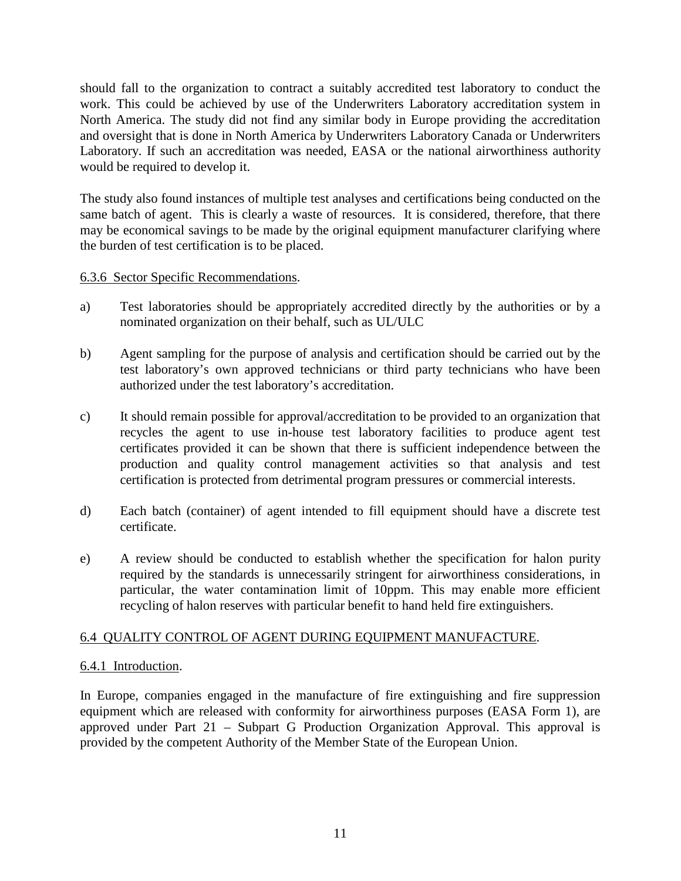should fall to the organization to contract a suitably accredited test laboratory to conduct the work. This could be achieved by use of the Underwriters Laboratory accreditation system in North America. The study did not find any similar body in Europe providing the accreditation and oversight that is done in North America by Underwriters Laboratory Canada or Underwriters Laboratory. If such an accreditation was needed, EASA or the national airworthiness authority would be required to develop it.

The study also found instances of multiple test analyses and certifications being conducted on the same batch of agent. This is clearly a waste of resources. It is considered, therefore, that there may be economical savings to be made by the original equipment manufacturer clarifying where the burden of test certification is to be placed.

#### 6.3.6 Sector Specific Recommendations.

a) Test laboratories should be appropriately accredited directly by the authorities or by a nominated organization on their behalf, such as UL/ULC

b) Agent sampling for the purpose of analysis and certification should be carried out by the test laboratory's own approved technicians or third party technicians who have been authorized under the test laboratory's accreditation.

c) It should remain possible for approval/accreditation to be provided to an organization that recycles the agent to use in-house test laboratory facilities to produce agent test certificates provided it can be shown that there is sufficient independence between the production and quality control management activities so that analysis and test certification is protected from detrimental program pressures or commercial interests.

d) Each batch (container) of agent intended to fill equipment should have a discrete test certificate.

e) A review should be conducted to establish whether the specification for halon purity required by the standards is unnecessarily stringent for airworthiness considerations, in particular, the water contamination limit of 10ppm. This may enable more efficient recycling of halon reserves with particular benefit to hand held fire extinguishers.

## 6.4 QUALITY CONTROL OF AGENT DURING EQUIPMENT MANUFACTURE.

### 6.4.1 Introduction.

In Europe, companies engaged in the manufacture of fire extinguishing and fire suppression equipment which are released with conformity for airworthiness purposes (EASA Form 1), are approved under Part 21 – Subpart G Production Organization Approval. This approval is provided by the competent Authority of the Member State of the European Union.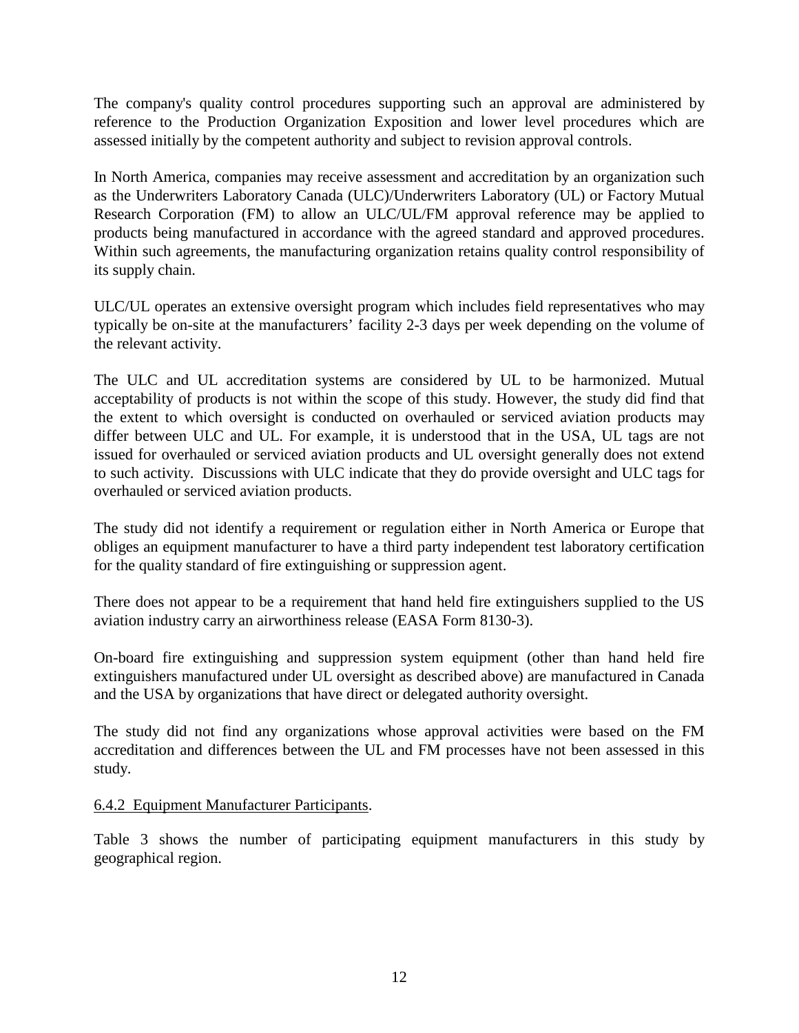The company's quality control procedures supporting such an approval are administered by reference to the Production Organization Exposition and lower level procedures which are assessed initially by the competent authority and subject to revision approval controls.

In North America, companies may receive assessment and accreditation by an organization such as the Underwriters Laboratory Canada (ULC)/Underwriters Laboratory (UL) or Factory Mutual Research Corporation (FM) to allow an ULC/UL/FM approval reference may be applied to products being manufactured in accordance with the agreed standard and approved procedures. Within such agreements, the manufacturing organization retains quality control responsibility of its supply chain.

ULC/UL operates an extensive oversight program which includes field representatives who may typically be on-site at the manufacturers' facility 2-3 days per week depending on the volume of the relevant activity.

The ULC and UL accreditation systems are considered by UL to be harmonized. Mutual acceptability of products is not within the scope of this study. However, the study did find that the extent to which oversight is conducted on overhauled or serviced aviation products may differ between ULC and UL. For example, it is understood that in the USA, UL tags are not issued for overhauled or serviced aviation products and UL oversight generally does not extend to such activity. Discussions with ULC indicate that they do provide oversight and ULC tags for overhauled or serviced aviation products.

The study did not identify a requirement or regulation either in North America or Europe that obliges an equipment manufacturer to have a third party independent test laboratory certification for the quality standard of fire extinguishing or suppression agent.

There does not appear to be a requirement that hand held fire extinguishers supplied to the US aviation industry carry an airworthiness release (EASA Form 8130-3).

On-board fire extinguishing and suppression system equipment (other than hand held fire extinguishers manufactured under UL oversight as described above) are manufactured in Canada and the USA by organizations that have direct or delegated authority oversight.

The study did not find any organizations whose approval activities were based on the FM accreditation and differences between the UL and FM processes have not been assessed in this study.

### 6.4.2 Equipment Manufacturer Participants.

Table 3 shows the number of participating equipment manufacturers in this study by geographical region.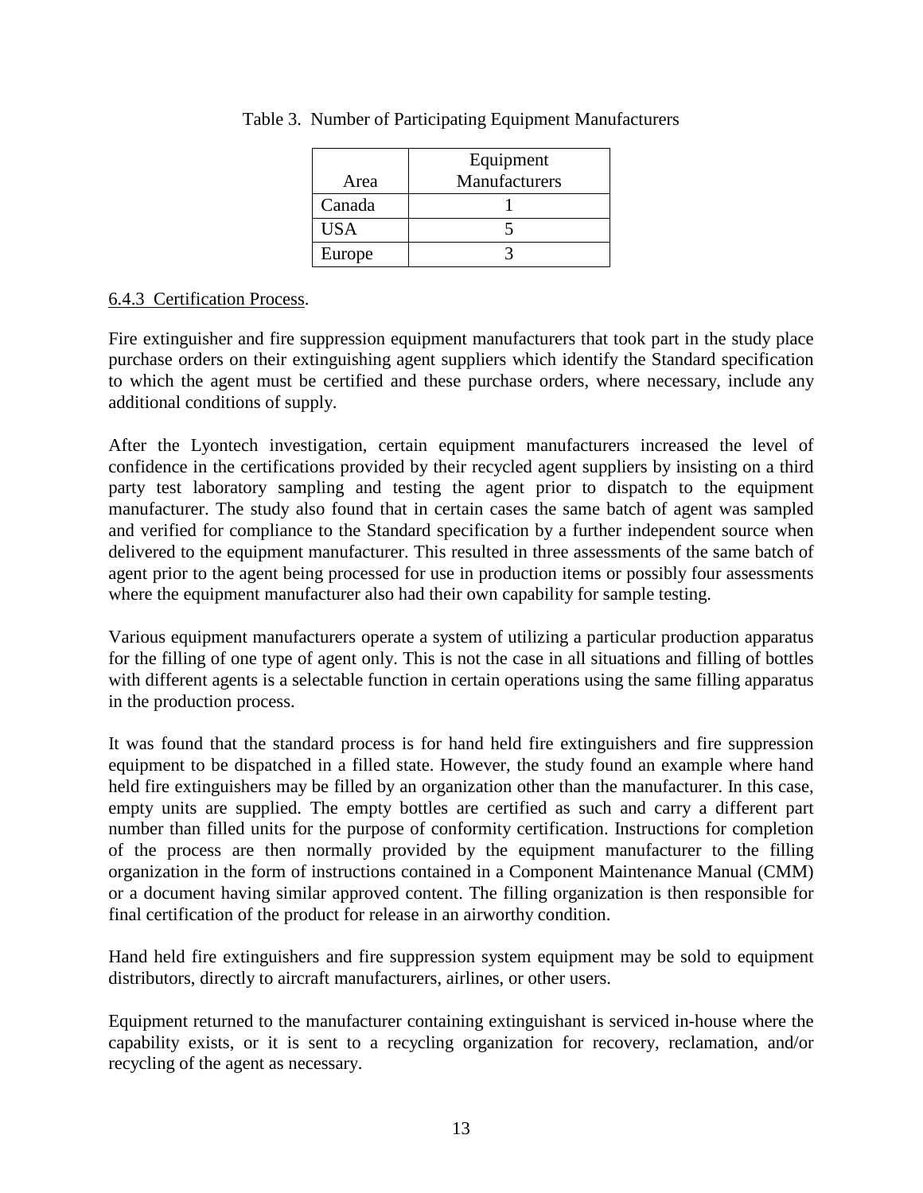Table 3. Number of Participating Equipment Manufacturers

| Area | Equipment Manufacturers |
|---|---|
| Canada | 1 |
| USA | 5 |
| Europe | 3 |

6.4.3 Certification Process.

Fire extinguisher and fire suppression equipment manufacturers that took part in the study place purchase orders on their extinguishing agent suppliers which identify the Standard specification to which the agent must be certified and these purchase orders, where necessary, include any additional conditions of supply.

After the Lyontech investigation, certain equipment manufacturers increased the level of confidence in the certifications provided by their recycled agent suppliers by insisting on a third party test laboratory sampling and testing the agent prior to dispatch to the equipment manufacturer. The study also found that in certain cases the same batch of agent was sampled and verified for compliance to the Standard specification by a further independent source when delivered to the equipment manufacturer. This resulted in three assessments of the same batch of agent prior to the agent being processed for use in production items or possibly four assessments where the equipment manufacturer also had their own capability for sample testing.

Various equipment manufacturers operate a system of utilizing a particular production apparatus for the filling of one type of agent only. This is not the case in all situations and filling of bottles with different agents is a selectable function in certain operations using the same filling apparatus in the production process.

It was found that the standard process is for hand held fire extinguishers and fire suppression equipment to be dispatched in a filled state. However, the study found an example where hand held fire extinguishers may be filled by an organization other than the manufacturer. In this case, empty units are supplied. The empty bottles are certified as such and carry a different part number than filled units for the purpose of conformity certification. Instructions for completion of the process are then normally provided by the equipment manufacturer to the filling organization in the form of instructions contained in a Component Maintenance Manual (CMM) or a document having similar approved content. The filling organization is then responsible for final certification of the product for release in an airworthy condition.

Hand held fire extinguishers and fire suppression system equipment may be sold to equipment distributors, directly to aircraft manufacturers, airlines, or other users.

Equipment returned to the manufacturer containing extinguishant is serviced in-house where the capability exists, or it is sent to a recycling organization for recovery, reclamation, and/or recycling of the agent as necessary.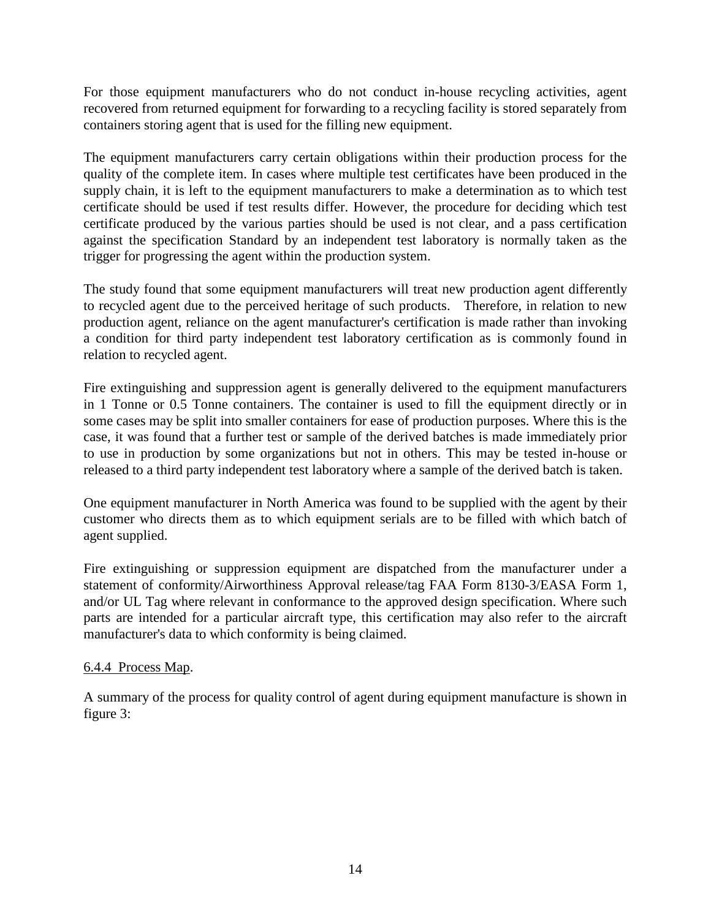For those equipment manufacturers who do not conduct in-house recycling activities, agent recovered from returned equipment for forwarding to a recycling facility is stored separately from containers storing agent that is used for the filling new equipment.

The equipment manufacturers carry certain obligations within their production process for the quality of the complete item. In cases where multiple test certificates have been produced in the supply chain, it is left to the equipment manufacturers to make a determination as to which test certificate should be used if test results differ. However, the procedure for deciding which test certificate produced by the various parties should be used is not clear, and a pass certification against the specification Standard by an independent test laboratory is normally taken as the trigger for progressing the agent within the production system.

The study found that some equipment manufacturers will treat new production agent differently to recycled agent due to the perceived heritage of such products. Therefore, in relation to new production agent, reliance on the agent manufacturer's certification is made rather than invoking a condition for third party independent test laboratory certification as is commonly found in relation to recycled agent.

Fire extinguishing and suppression agent is generally delivered to the equipment manufacturers in 1 Tonne or 0.5 Tonne containers. The container is used to fill the equipment directly or in some cases may be split into smaller containers for ease of production purposes. Where this is the case, it was found that a further test or sample of the derived batches is made immediately prior to use in production by some organizations but not in others. This may be tested in-house or released to a third party independent test laboratory where a sample of the derived batch is taken.

One equipment manufacturer in North America was found to be supplied with the agent by their customer who directs them as to which equipment serials are to be filled with which batch of agent supplied.

Fire extinguishing or suppression equipment are dispatched from the manufacturer under a statement of conformity/Airworthiness Approval release/tag FAA Form 8130-3/EASA Form 1, and/or UL Tag where relevant in conformance to the approved design specification. Where such parts are intended for a particular aircraft type, this certification may also refer to the aircraft manufacturer's data to which conformity is being claimed.

6.4.4 Process Map.

A summary of the process for quality control of agent during equipment manufacture is shown in figure 3: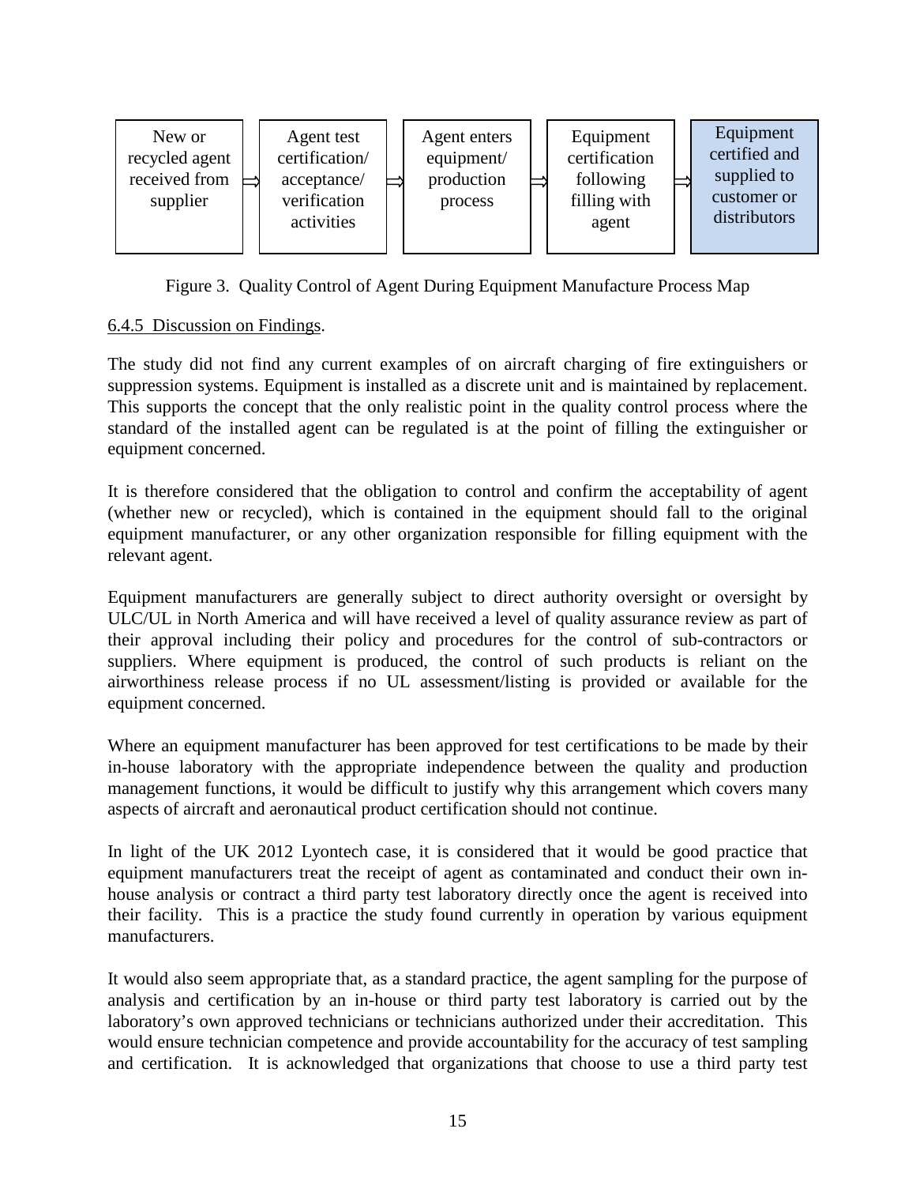New or recycled agent received from supplier ⇒ Agent test certification/ acceptance/ verification activities ⇒ Agent enters equipment/ production process ⇒ Equipment certification following filling with agent ⇒ Equipment certified and supplied to customer or distributors

Figure 3. Quality Control of Agent During Equipment Manufacture Process Map

6.4.5 Discussion on Findings.

The study did not find any current examples of on aircraft charging of fire extinguishers or suppression systems. Equipment is installed as a discrete unit and is maintained by replacement. This supports the concept that the only realistic point in the quality control process where the standard of the installed agent can be regulated is at the point of filling the extinguisher or equipment concerned.

It is therefore considered that the obligation to control and confirm the acceptability of agent (whether new or recycled), which is contained in the equipment should fall to the original equipment manufacturer, or any other organization responsible for filling equipment with the relevant agent.

Equipment manufacturers are generally subject to direct authority oversight or oversight by ULC/UL in North America and will have received a level of quality assurance review as part of their approval including their policy and procedures for the control of sub-contractors or suppliers. Where equipment is produced, the control of such products is reliant on the airworthiness release process if no UL assessment/listing is provided or available for the equipment concerned.

Where an equipment manufacturer has been approved for test certifications to be made by their in-house laboratory with the appropriate independence between the quality and production management functions, it would be difficult to justify why this arrangement which covers many aspects of aircraft and aeronautical product certification should not continue.

In light of the UK 2012 Lyontech case, it is considered that it would be good practice that equipment manufacturers treat the receipt of agent as contaminated and conduct their own in-house analysis or contract a third party test laboratory directly once the agent is received into their facility. This is a practice the study found currently in operation by various equipment manufacturers.

It would also seem appropriate that, as a standard practice, the agent sampling for the purpose of analysis and certification by an in-house or third party test laboratory is carried out by the laboratory's own approved technicians or technicians authorized under their accreditation. This would ensure technician competence and provide accountability for the accuracy of test sampling and certification. It is acknowledged that organizations that choose to use a third party test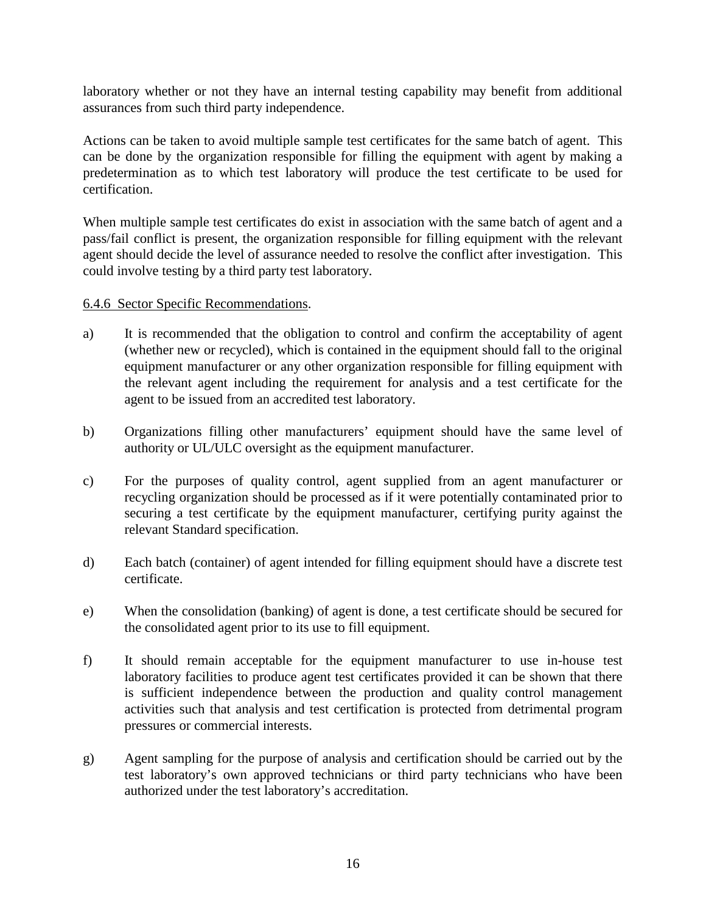laboratory whether or not they have an internal testing capability may benefit from additional assurances from such third party independence.

Actions can be taken to avoid multiple sample test certificates for the same batch of agent. This can be done by the organization responsible for filling the equipment with agent by making a predetermination as to which test laboratory will produce the test certificate to be used for certification.

When multiple sample test certificates do exist in association with the same batch of agent and a pass/fail conflict is present, the organization responsible for filling equipment with the relevant agent should decide the level of assurance needed to resolve the conflict after investigation. This could involve testing by a third party test laboratory.

6.4.6 Sector Specific Recommendations.

a) It is recommended that the obligation to control and confirm the acceptability of agent (whether new or recycled), which is contained in the equipment should fall to the original equipment manufacturer or any other organization responsible for filling equipment with the relevant agent including the requirement for analysis and a test certificate for the agent to be issued from an accredited test laboratory.

b) Organizations filling other manufacturers' equipment should have the same level of authority or UL/ULC oversight as the equipment manufacturer.

c) For the purposes of quality control, agent supplied from an agent manufacturer or recycling organization should be processed as if it were potentially contaminated prior to securing a test certificate by the equipment manufacturer, certifying purity against the relevant Standard specification.

d) Each batch (container) of agent intended for filling equipment should have a discrete test certificate.

e) When the consolidation (banking) of agent is done, a test certificate should be secured for the consolidated agent prior to its use to fill equipment.

f) It should remain acceptable for the equipment manufacturer to use in-house test laboratory facilities to produce agent test certificates provided it can be shown that there is sufficient independence between the production and quality control management activities such that analysis and test certification is protected from detrimental program pressures or commercial interests.

g) Agent sampling for the purpose of analysis and certification should be carried out by the test laboratory's own approved technicians or third party technicians who have been authorized under the test laboratory's accreditation.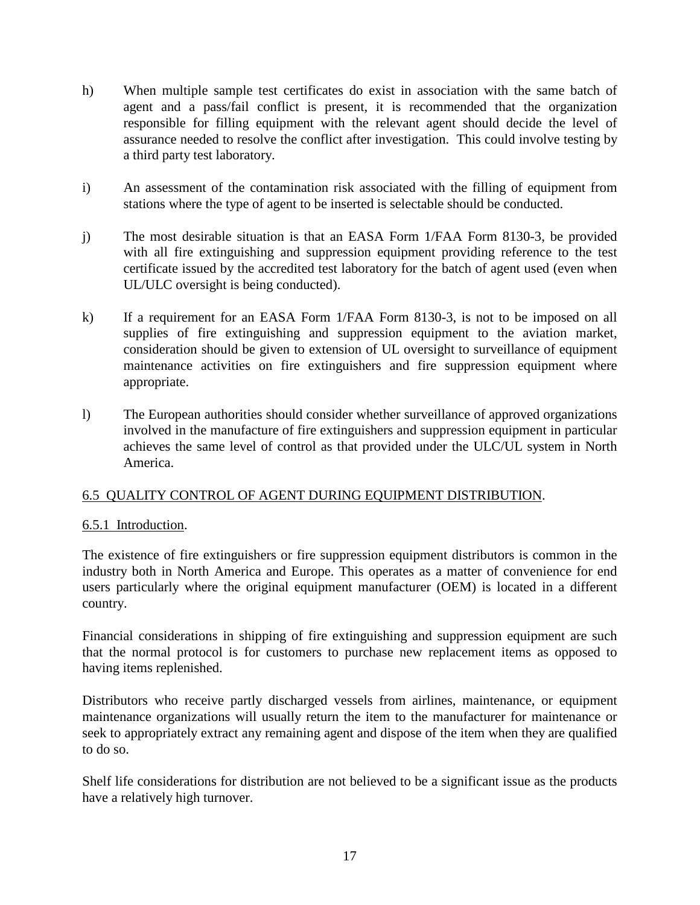h) When multiple sample test certificates do exist in association with the same batch of agent and a pass/fail conflict is present, it is recommended that the organization responsible for filling equipment with the relevant agent should decide the level of assurance needed to resolve the conflict after investigation. This could involve testing by a third party test laboratory.

i) An assessment of the contamination risk associated with the filling of equipment from stations where the type of agent to be inserted is selectable should be conducted.

j) The most desirable situation is that an EASA Form 1/FAA Form 8130-3, be provided with all fire extinguishing and suppression equipment providing reference to the test certificate issued by the accredited test laboratory for the batch of agent used (even when UL/ULC oversight is being conducted).

k) If a requirement for an EASA Form 1/FAA Form 8130-3, is not to be imposed on all supplies of fire extinguishing and suppression equipment to the aviation market, consideration should be given to extension of UL oversight to surveillance of equipment maintenance activities on fire extinguishers and fire suppression equipment where appropriate.

l) The European authorities should consider whether surveillance of approved organizations involved in the manufacture of fire extinguishers and suppression equipment in particular achieves the same level of control as that provided under the ULC/UL system in North America.

## 6.5 QUALITY CONTROL OF AGENT DURING EQUIPMENT DISTRIBUTION.

### 6.5.1 Introduction.

The existence of fire extinguishers or fire suppression equipment distributors is common in the industry both in North America and Europe. This operates as a matter of convenience for end users particularly where the original equipment manufacturer (OEM) is located in a different country.

Financial considerations in shipping of fire extinguishing and suppression equipment are such that the normal protocol is for customers to purchase new replacement items as opposed to having items replenished.

Distributors who receive partly discharged vessels from airlines, maintenance, or equipment maintenance organizations will usually return the item to the manufacturer for maintenance or seek to appropriately extract any remaining agent and dispose of the item when they are qualified to do so.

Shelf life considerations for distribution are not believed to be a significant issue as the products have a relatively high turnover.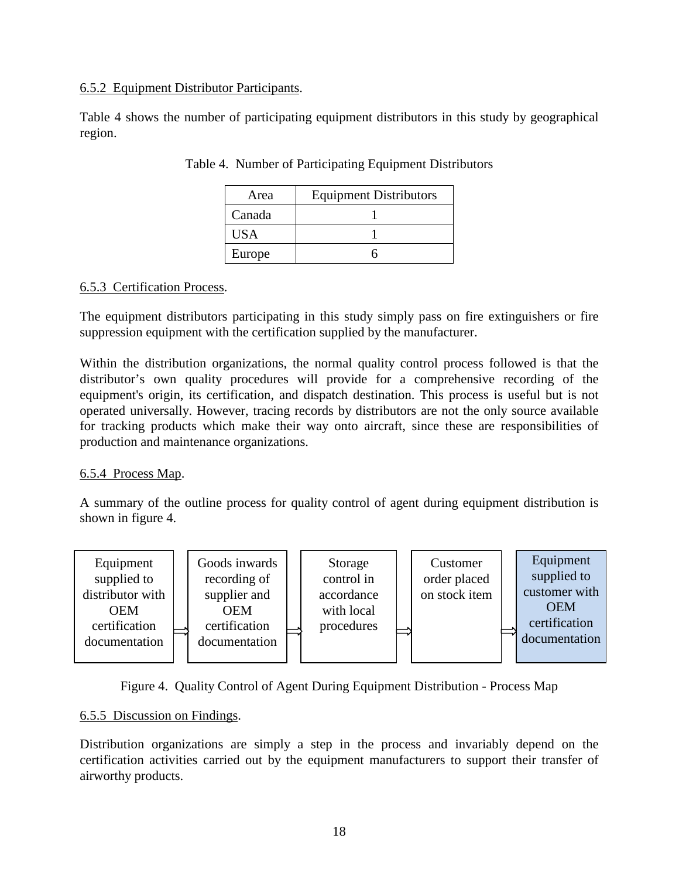6.5.2 Equipment Distributor Participants.

Table 4 shows the number of participating equipment distributors in this study by geographical region.

Table 4. Number of Participating Equipment Distributors

| Area | Equipment Distributors |
|---|---|
| Canada | 1 |
| USA | 1 |
| Europe | 6 |

6.5.3 Certification Process.

The equipment distributors participating in this study simply pass on fire extinguishers or fire suppression equipment with the certification supplied by the manufacturer.

Within the distribution organizations, the normal quality control process followed is that the distributor's own quality procedures will provide for a comprehensive recording of the equipment's origin, its certification, and dispatch destination. This process is useful but is not operated universally. However, tracing records by distributors are not the only source available for tracking products which make their way onto aircraft, since these are responsibilities of production and maintenance organizations.

6.5.4 Process Map.

A summary of the outline process for quality control of agent during equipment distribution is shown in figure 4.

Equipment supplied to distributor with OEM certification documentation ⇒ Goods inwards recording of supplier and OEM certification documentation ⇒ Storage control in accordance with local procedures ⇒ Customer order placed on stock item ⇒ Equipment supplied to customer with OEM certification documentation

Figure 4. Quality Control of Agent During Equipment Distribution - Process Map

6.5.5 Discussion on Findings.

Distribution organizations are simply a step in the process and invariably depend on the certification activities carried out by the equipment manufacturers to support their transfer of airworthy products.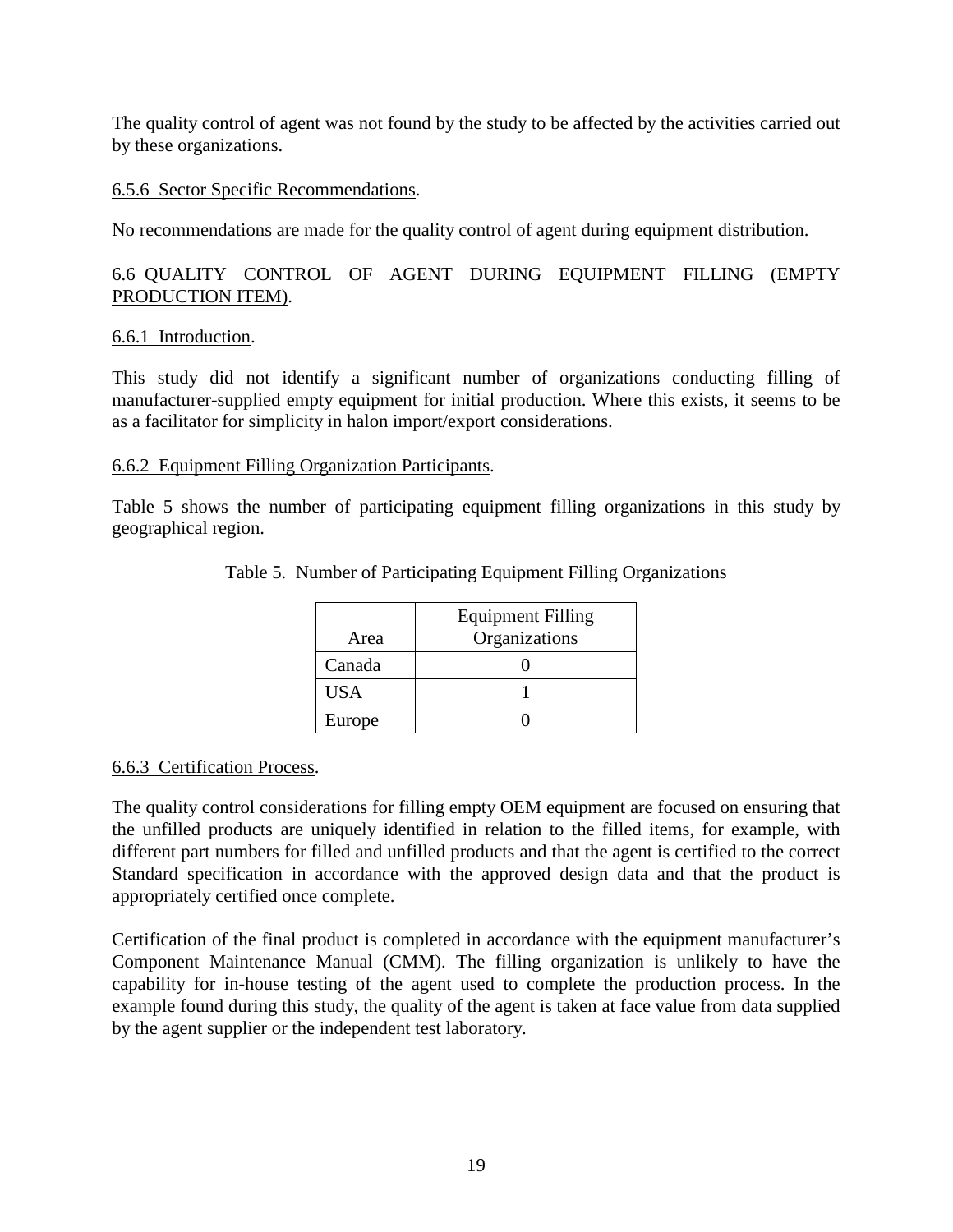The quality control of agent was not found by the study to be affected by the activities carried out by these organizations.

### 6.5.6 Sector Specific Recommendations.

No recommendations are made for the quality control of agent during equipment distribution.

## 6.6 QUALITY CONTROL OF AGENT DURING EQUIPMENT FILLING (EMPTY PRODUCTION ITEM).

### 6.6.1 Introduction.

This study did not identify a significant number of organizations conducting filling of manufacturer-supplied empty equipment for initial production. Where this exists, it seems to be as a facilitator for simplicity in halon import/export considerations.

### 6.6.2 Equipment Filling Organization Participants.

Table 5 shows the number of participating equipment filling organizations in this study by geographical region.

Table 5. Number of Participating Equipment Filling Organizations

| Area | Equipment Filling Organizations |
|---|---|
| Canada | 0 |
| USA | 1 |
| Europe | 0 |

### 6.6.3 Certification Process.

The quality control considerations for filling empty OEM equipment are focused on ensuring that the unfilled products are uniquely identified in relation to the filled items, for example, with different part numbers for filled and unfilled products and that the agent is certified to the correct Standard specification in accordance with the approved design data and that the product is appropriately certified once complete.

Certification of the final product is completed in accordance with the equipment manufacturer's Component Maintenance Manual (CMM). The filling organization is unlikely to have the capability for in-house testing of the agent used to complete the production process. In the example found during this study, the quality of the agent is taken at face value from data supplied by the agent supplier or the independent test laboratory.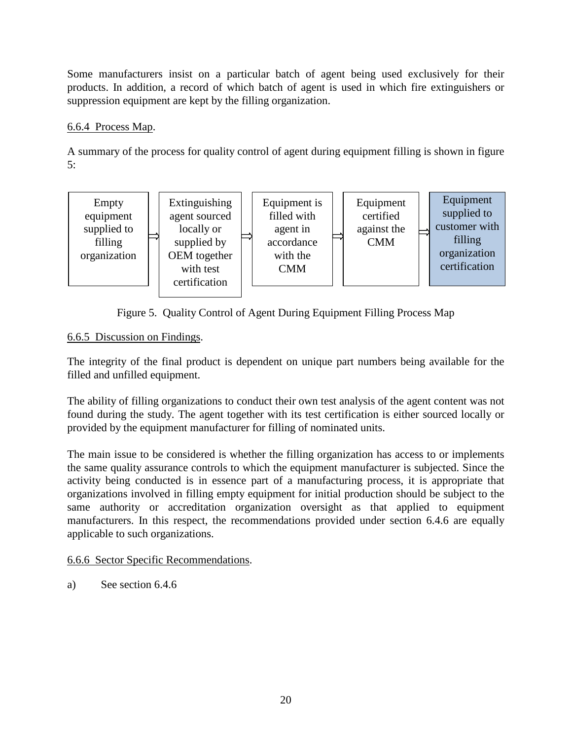Some manufacturers insist on a particular batch of agent being used exclusively for their products. In addition, a record of which batch of agent is used in which fire extinguishers or suppression equipment are kept by the filling organization.

6.6.4 Process Map.

A summary of the process for quality control of agent during equipment filling is shown in figure 5:

Empty equipment supplied to filling organization ⇒ Extinguishing agent sourced locally or supplied by OEM together with test certification ⇒ Equipment is filled with agent in accordance with the CMM ⇒ Equipment certified against the CMM ⇒ Equipment supplied to customer with filling organization certification

Figure 5. Quality Control of Agent During Equipment Filling Process Map

6.6.5 Discussion on Findings.

The integrity of the final product is dependent on unique part numbers being available for the filled and unfilled equipment.

The ability of filling organizations to conduct their own test analysis of the agent content was not found during the study. The agent together with its test certification is either sourced locally or provided by the equipment manufacturer for filling of nominated units.

The main issue to be considered is whether the filling organization has access to or implements the same quality assurance controls to which the equipment manufacturer is subjected. Since the activity being conducted is in essence part of a manufacturing process, it is appropriate that organizations involved in filling empty equipment for initial production should be subject to the same authority or accreditation organization oversight as that applied to equipment manufacturers. In this respect, the recommendations provided under section 6.4.6 are equally applicable to such organizations.

6.6.6 Sector Specific Recommendations.

a) See section 6.4.6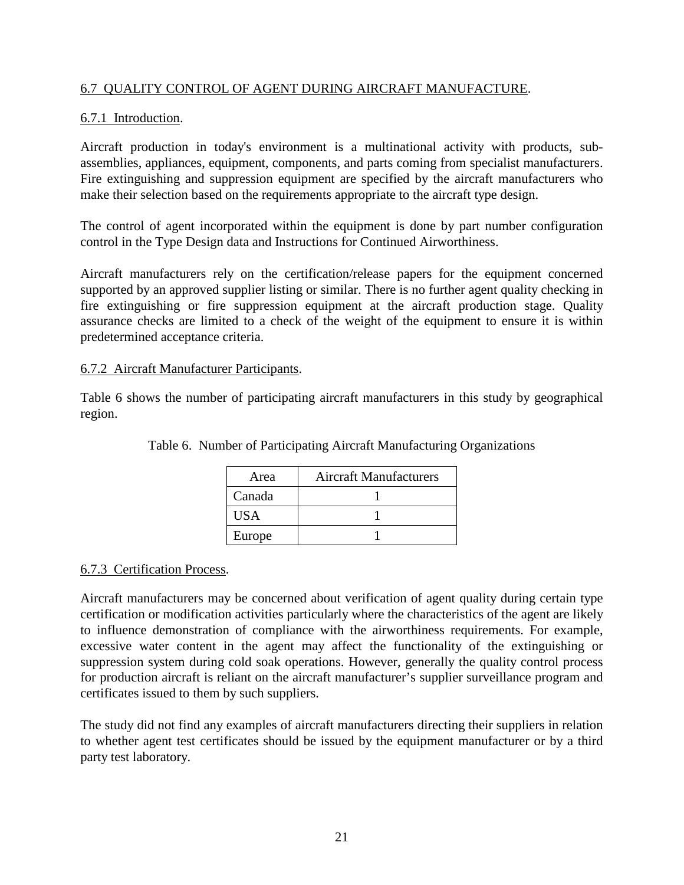## 6.7 QUALITY CONTROL OF AGENT DURING AIRCRAFT MANUFACTURE.

### 6.7.1 Introduction.

Aircraft production in today's environment is a multinational activity with products, sub-assemblies, appliances, equipment, components, and parts coming from specialist manufacturers. Fire extinguishing and suppression equipment are specified by the aircraft manufacturers who make their selection based on the requirements appropriate to the aircraft type design.

The control of agent incorporated within the equipment is done by part number configuration control in the Type Design data and Instructions for Continued Airworthiness.

Aircraft manufacturers rely on the certification/release papers for the equipment concerned supported by an approved supplier listing or similar. There is no further agent quality checking in fire extinguishing or fire suppression equipment at the aircraft production stage. Quality assurance checks are limited to a check of the weight of the equipment to ensure it is within predetermined acceptance criteria.

### 6.7.2 Aircraft Manufacturer Participants.

Table 6 shows the number of participating aircraft manufacturers in this study by geographical region.

Table 6. Number of Participating Aircraft Manufacturing Organizations

| Area | Aircraft Manufacturers |
| --- | --- |
| Canada | 1 |
| USA | 1 |
| Europe | 1 |

### 6.7.3 Certification Process.

Aircraft manufacturers may be concerned about verification of agent quality during certain type certification or modification activities particularly where the characteristics of the agent are likely to influence demonstration of compliance with the airworthiness requirements. For example, excessive water content in the agent may affect the functionality of the extinguishing or suppression system during cold soak operations. However, generally the quality control process for production aircraft is reliant on the aircraft manufacturer's supplier surveillance program and certificates issued to them by such suppliers.

The study did not find any examples of aircraft manufacturers directing their suppliers in relation to whether agent test certificates should be issued by the equipment manufacturer or by a third party test laboratory.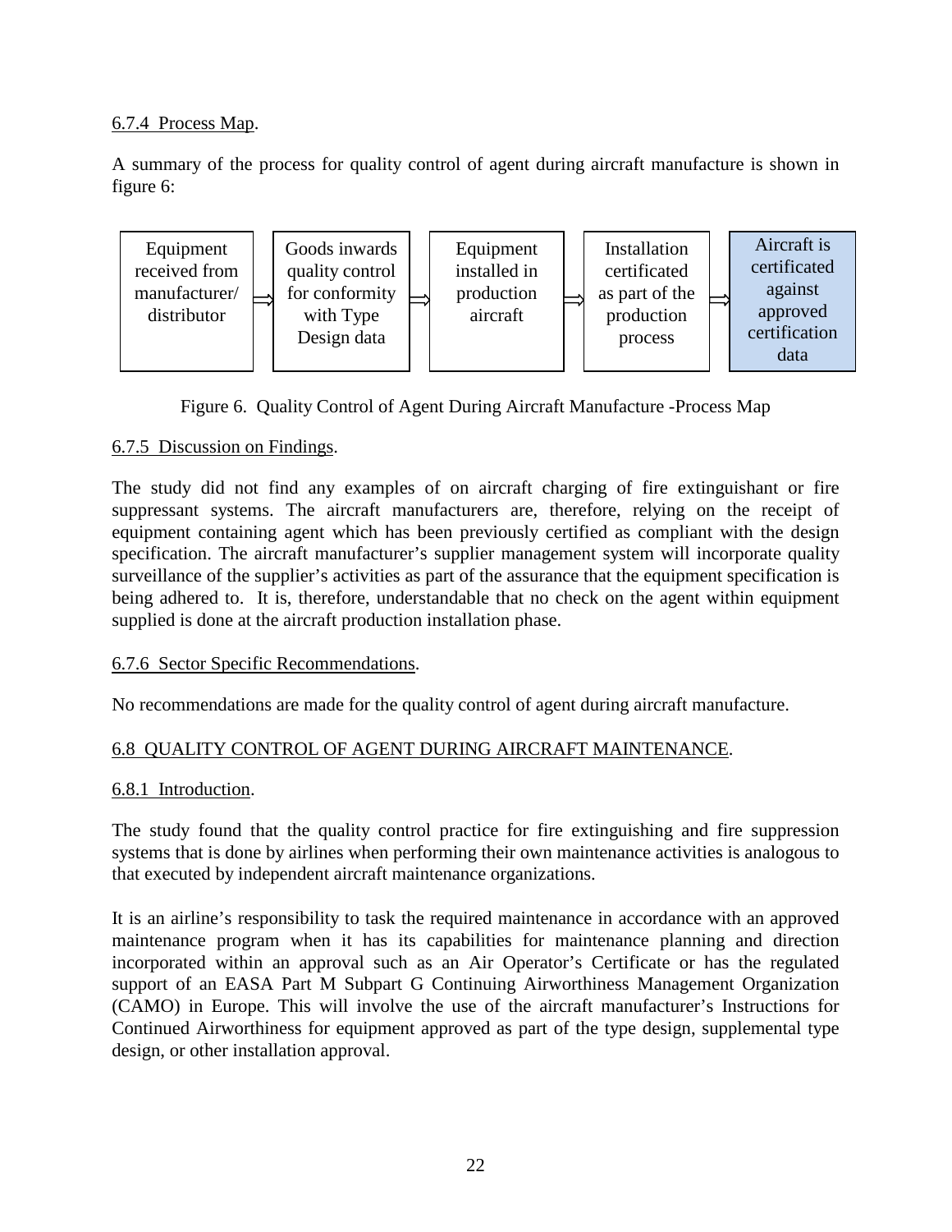6.7.4 Process Map.

A summary of the process for quality control of agent during aircraft manufacture is shown in figure 6:

Equipment received from manufacturer/ distributor ⟹ Goods inwards quality control for conformity with Type Design data ⟹ Equipment installed in production aircraft ⟹ Installation certificated as part of the production process ⟹ Aircraft is certificated against approved certification data

Figure 6. Quality Control of Agent During Aircraft Manufacture -Process Map

6.7.5 Discussion on Findings.

The study did not find any examples of on aircraft charging of fire extinguishant or fire suppressant systems. The aircraft manufacturers are, therefore, relying on the receipt of equipment containing agent which has been previously certified as compliant with the design specification. The aircraft manufacturer's supplier management system will incorporate quality surveillance of the supplier's activities as part of the assurance that the equipment specification is being adhered to. It is, therefore, understandable that no check on the agent within equipment supplied is done at the aircraft production installation phase.

6.7.6 Sector Specific Recommendations.

No recommendations are made for the quality control of agent during aircraft manufacture.

## 6.8 QUALITY CONTROL OF AGENT DURING AIRCRAFT MAINTENANCE.

6.8.1 Introduction.

The study found that the quality control practice for fire extinguishing and fire suppression systems that is done by airlines when performing their own maintenance activities is analogous to that executed by independent aircraft maintenance organizations.

It is an airline's responsibility to task the required maintenance in accordance with an approved maintenance program when it has its capabilities for maintenance planning and direction incorporated within an approval such as an Air Operator's Certificate or has the regulated support of an EASA Part M Subpart G Continuing Airworthiness Management Organization (CAMO) in Europe. This will involve the use of the aircraft manufacturer's Instructions for Continued Airworthiness for equipment approved as part of the type design, supplemental type design, or other installation approval.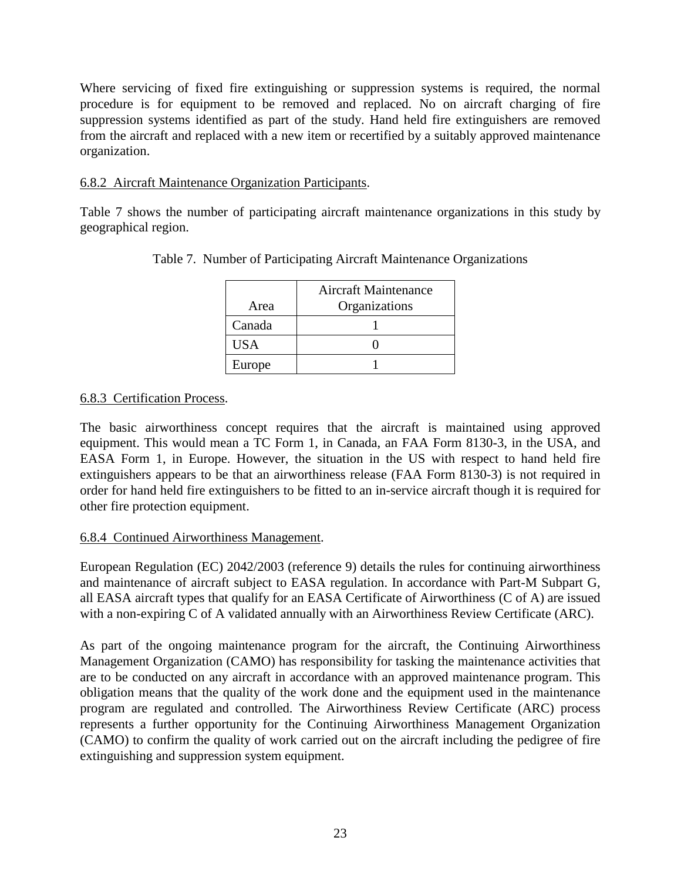Where servicing of fixed fire extinguishing or suppression systems is required, the normal procedure is for equipment to be removed and replaced. No on aircraft charging of fire suppression systems identified as part of the study. Hand held fire extinguishers are removed from the aircraft and replaced with a new item or recertified by a suitably approved maintenance organization.

#### 6.8.2 Aircraft Maintenance Organization Participants.

Table 7 shows the number of participating aircraft maintenance organizations in this study by geographical region.

Table 7. Number of Participating Aircraft Maintenance Organizations

| Area | Aircraft Maintenance Organizations |
|---|---|
| Canada | 1 |
| USA | 0 |
| Europe | 1 |

#### 6.8.3 Certification Process.

The basic airworthiness concept requires that the aircraft is maintained using approved equipment. This would mean a TC Form 1, in Canada, an FAA Form 8130-3, in the USA, and EASA Form 1, in Europe. However, the situation in the US with respect to hand held fire extinguishers appears to be that an airworthiness release (FAA Form 8130-3) is not required in order for hand held fire extinguishers to be fitted to an in-service aircraft though it is required for other fire protection equipment.

#### 6.8.4 Continued Airworthiness Management.

European Regulation (EC) 2042/2003 (reference 9) details the rules for continuing airworthiness and maintenance of aircraft subject to EASA regulation. In accordance with Part-M Subpart G, all EASA aircraft types that qualify for an EASA Certificate of Airworthiness (C of A) are issued with a non-expiring C of A validated annually with an Airworthiness Review Certificate (ARC).

As part of the ongoing maintenance program for the aircraft, the Continuing Airworthiness Management Organization (CAMO) has responsibility for tasking the maintenance activities that are to be conducted on any aircraft in accordance with an approved maintenance program. This obligation means that the quality of the work done and the equipment used in the maintenance program are regulated and controlled. The Airworthiness Review Certificate (ARC) process represents a further opportunity for the Continuing Airworthiness Management Organization (CAMO) to confirm the quality of work carried out on the aircraft including the pedigree of fire extinguishing and suppression system equipment.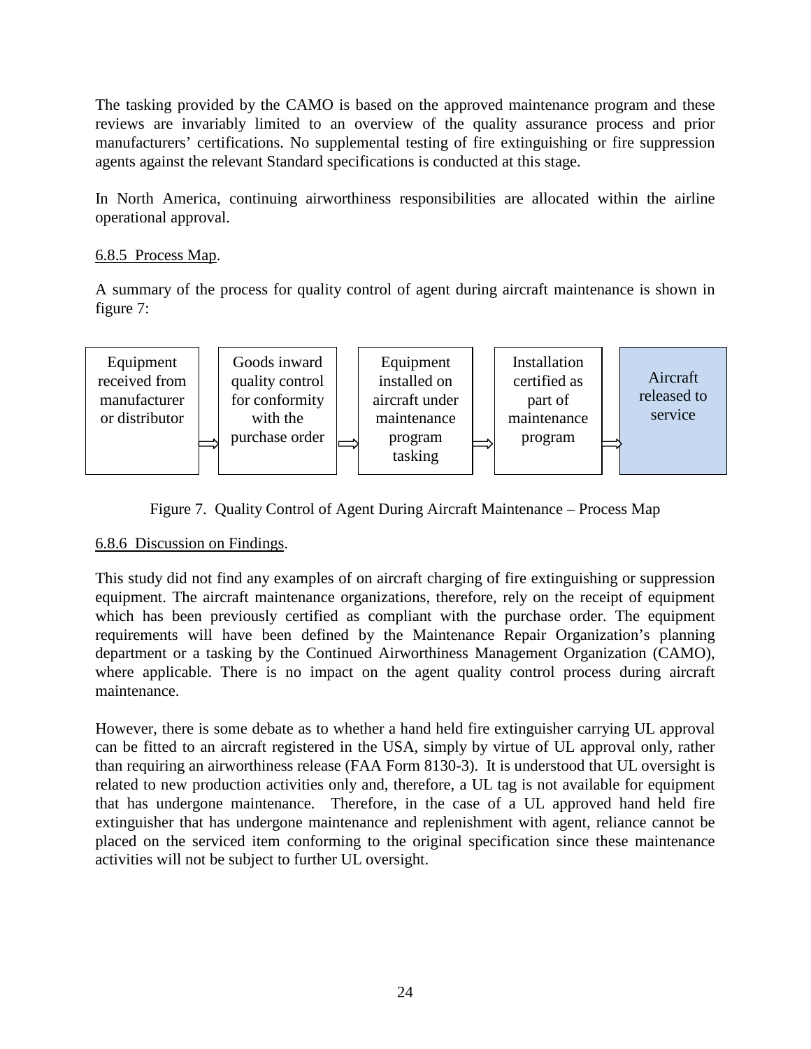The tasking provided by the CAMO is based on the approved maintenance program and these reviews are invariably limited to an overview of the quality assurance process and prior manufacturers' certifications. No supplemental testing of fire extinguishing or fire suppression agents against the relevant Standard specifications is conducted at this stage.

In North America, continuing airworthiness responsibilities are allocated within the airline operational approval.

6.8.5 Process Map.

A summary of the process for quality control of agent during aircraft maintenance is shown in figure 7:

Equipment received from manufacturer or distributor ⇒ Goods inward quality control for conformity with the purchase order ⇒ Equipment installed on aircraft under maintenance program tasking ⇒ Installation certified as part of maintenance program ⇒ Aircraft released to service

Figure 7. Quality Control of Agent During Aircraft Maintenance – Process Map

6.8.6 Discussion on Findings.

This study did not find any examples of on aircraft charging of fire extinguishing or suppression equipment. The aircraft maintenance organizations, therefore, rely on the receipt of equipment which has been previously certified as compliant with the purchase order. The equipment requirements will have been defined by the Maintenance Repair Organization's planning department or a tasking by the Continued Airworthiness Management Organization (CAMO), where applicable. There is no impact on the agent quality control process during aircraft maintenance.

However, there is some debate as to whether a hand held fire extinguisher carrying UL approval can be fitted to an aircraft registered in the USA, simply by virtue of UL approval only, rather than requiring an airworthiness release (FAA Form 8130-3). It is understood that UL oversight is related to new production activities only and, therefore, a UL tag is not available for equipment that has undergone maintenance. Therefore, in the case of a UL approved hand held fire extinguisher that has undergone maintenance and replenishment with agent, reliance cannot be placed on the serviced item conforming to the original specification since these maintenance activities will not be subject to further UL oversight.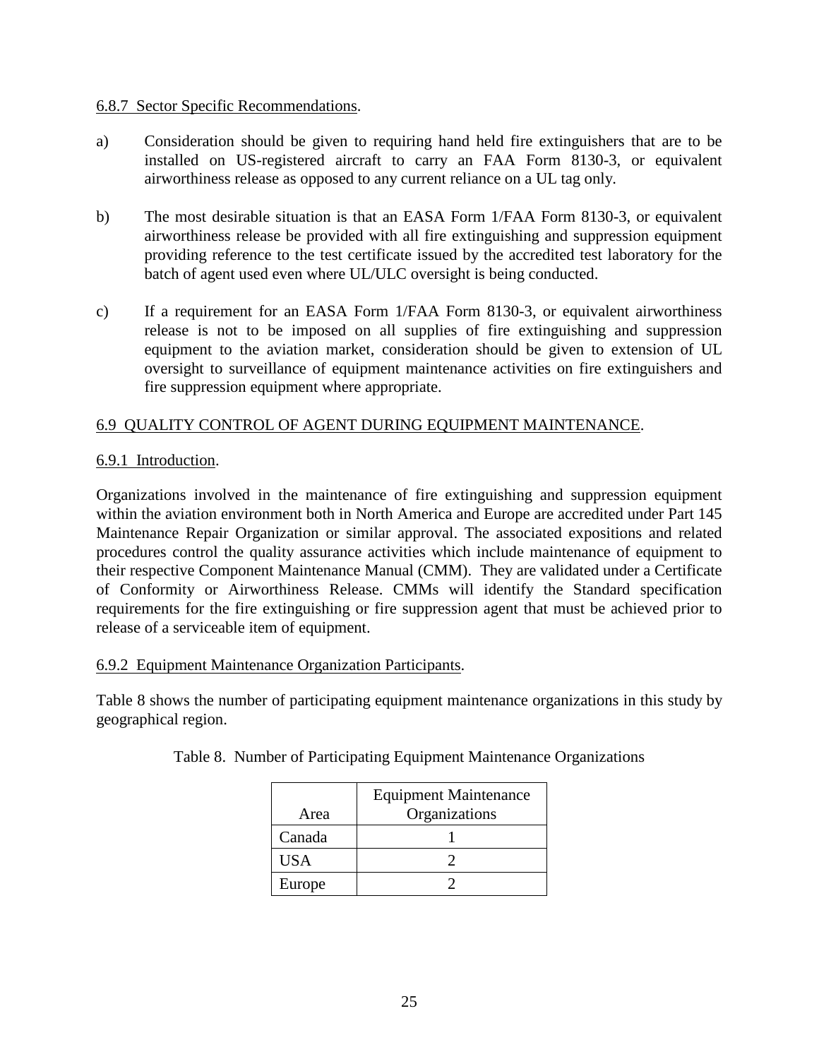6.8.7 Sector Specific Recommendations.

a) Consideration should be given to requiring hand held fire extinguishers that are to be installed on US-registered aircraft to carry an FAA Form 8130-3, or equivalent airworthiness release as opposed to any current reliance on a UL tag only.

b) The most desirable situation is that an EASA Form 1/FAA Form 8130-3, or equivalent airworthiness release be provided with all fire extinguishing and suppression equipment providing reference to the test certificate issued by the accredited test laboratory for the batch of agent used even where UL/ULC oversight is being conducted.

c) If a requirement for an EASA Form 1/FAA Form 8130-3, or equivalent airworthiness release is not to be imposed on all supplies of fire extinguishing and suppression equipment to the aviation market, consideration should be given to extension of UL oversight to surveillance of equipment maintenance activities on fire extinguishers and fire suppression equipment where appropriate.

## 6.9 QUALITY CONTROL OF AGENT DURING EQUIPMENT MAINTENANCE.

### 6.9.1 Introduction.

Organizations involved in the maintenance of fire extinguishing and suppression equipment within the aviation environment both in North America and Europe are accredited under Part 145 Maintenance Repair Organization or similar approval. The associated expositions and related procedures control the quality assurance activities which include maintenance of equipment to their respective Component Maintenance Manual (CMM). They are validated under a Certificate of Conformity or Airworthiness Release. CMMs will identify the Standard specification requirements for the fire extinguishing or fire suppression agent that must be achieved prior to release of a serviceable item of equipment.

### 6.9.2 Equipment Maintenance Organization Participants.

Table 8 shows the number of participating equipment maintenance organizations in this study by geographical region.

Table 8. Number of Participating Equipment Maintenance Organizations

| Area | Equipment Maintenance Organizations |
|---|---|
| Canada | 1 |
| USA | 2 |
| Europe | 2 |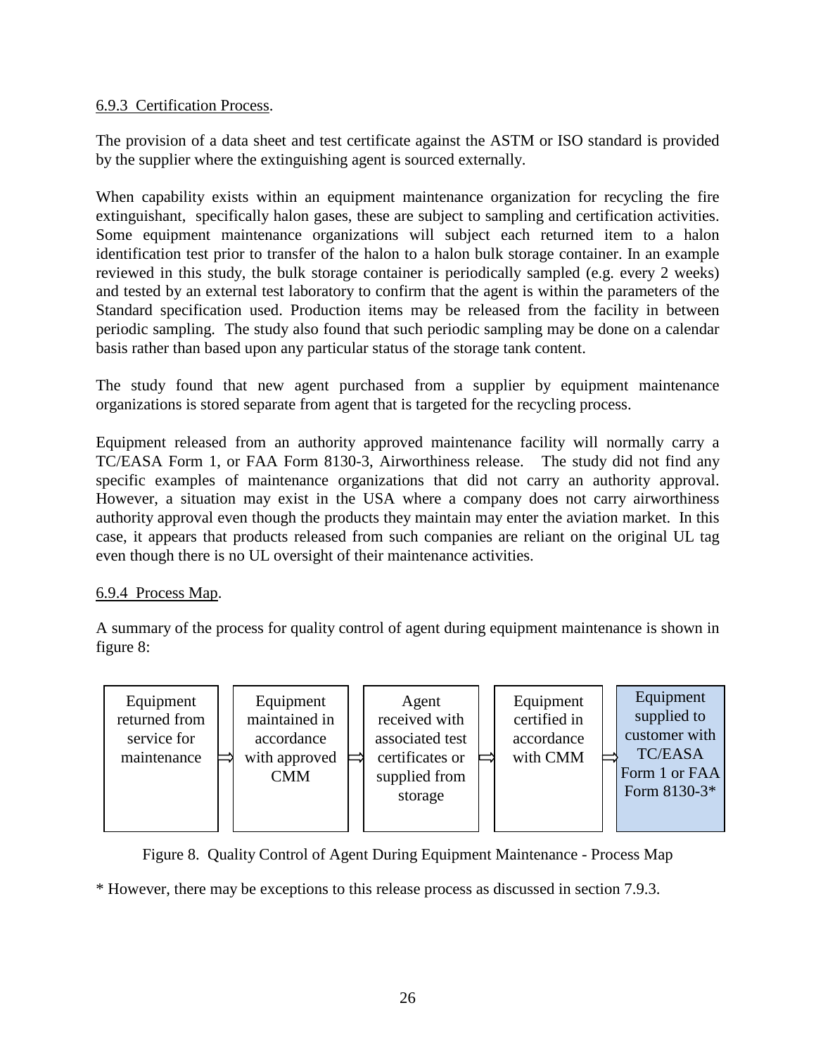6.9.3 Certification Process.

The provision of a data sheet and test certificate against the ASTM or ISO standard is provided by the supplier where the extinguishing agent is sourced externally.

When capability exists within an equipment maintenance organization for recycling the fire extinguishant, specifically halon gases, these are subject to sampling and certification activities. Some equipment maintenance organizations will subject each returned item to a halon identification test prior to transfer of the halon to a halon bulk storage container. In an example reviewed in this study, the bulk storage container is periodically sampled (e.g. every 2 weeks) and tested by an external test laboratory to confirm that the agent is within the parameters of the Standard specification used. Production items may be released from the facility in between periodic sampling. The study also found that such periodic sampling may be done on a calendar basis rather than based upon any particular status of the storage tank content.

The study found that new agent purchased from a supplier by equipment maintenance organizations is stored separate from agent that is targeted for the recycling process.

Equipment released from an authority approved maintenance facility will normally carry a TC/EASA Form 1, or FAA Form 8130-3, Airworthiness release. The study did not find any specific examples of maintenance organizations that did not carry an authority approval. However, a situation may exist in the USA where a company does not carry airworthiness authority approval even though the products they maintain may enter the aviation market. In this case, it appears that products released from such companies are reliant on the original UL tag even though there is no UL oversight of their maintenance activities.

6.9.4 Process Map.

A summary of the process for quality control of agent during equipment maintenance is shown in figure 8:

Equipment returned from service for maintenance ⇒ Equipment maintained in accordance with approved CMM ⇒ Agent received with associated test certificates or supplied from storage ⇒ Equipment certified in accordance with CMM ⇒ Equipment supplied to customer with TC/EASA Form 1 or FAA Form 8130-3*

Figure 8. Quality Control of Agent During Equipment Maintenance - Process Map

* However, there may be exceptions to this release process as discussed in section 7.9.3.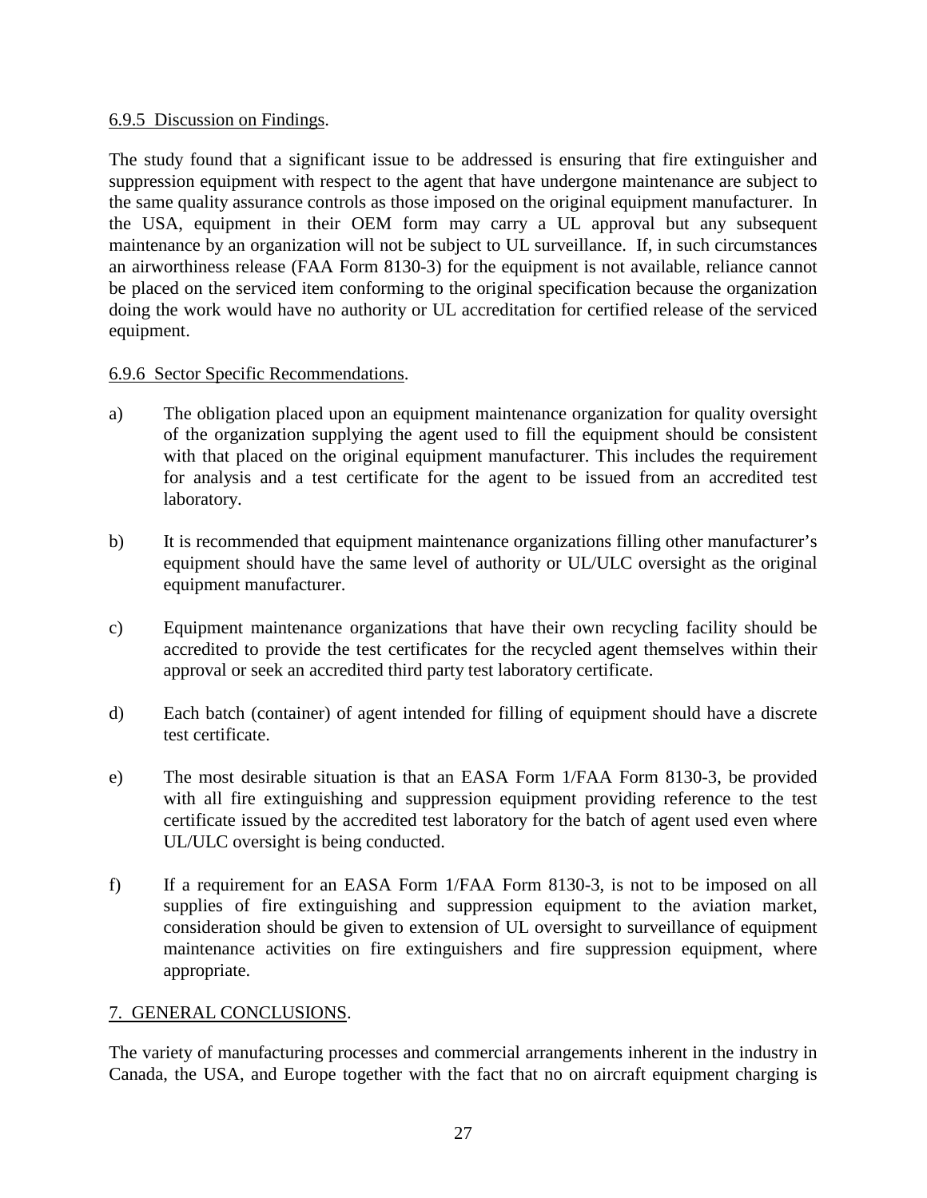#### 6.9.5 Discussion on Findings.

The study found that a significant issue to be addressed is ensuring that fire extinguisher and suppression equipment with respect to the agent that have undergone maintenance are subject to the same quality assurance controls as those imposed on the original equipment manufacturer. In the USA, equipment in their OEM form may carry a UL approval but any subsequent maintenance by an organization will not be subject to UL surveillance. If, in such circumstances an airworthiness release (FAA Form 8130-3) for the equipment is not available, reliance cannot be placed on the serviced item conforming to the original specification because the organization doing the work would have no authority or UL accreditation for certified release of the serviced equipment.

#### 6.9.6 Sector Specific Recommendations.

a) The obligation placed upon an equipment maintenance organization for quality oversight of the organization supplying the agent used to fill the equipment should be consistent with that placed on the original equipment manufacturer. This includes the requirement for analysis and a test certificate for the agent to be issued from an accredited test laboratory.

b) It is recommended that equipment maintenance organizations filling other manufacturer's equipment should have the same level of authority or UL/ULC oversight as the original equipment manufacturer.

c) Equipment maintenance organizations that have their own recycling facility should be accredited to provide the test certificates for the recycled agent themselves within their approval or seek an accredited third party test laboratory certificate.

d) Each batch (container) of agent intended for filling of equipment should have a discrete test certificate.

e) The most desirable situation is that an EASA Form 1/FAA Form 8130-3, be provided with all fire extinguishing and suppression equipment providing reference to the test certificate issued by the accredited test laboratory for the batch of agent used even where UL/ULC oversight is being conducted.

f) If a requirement for an EASA Form 1/FAA Form 8130-3, is not to be imposed on all supplies of fire extinguishing and suppression equipment to the aviation market, consideration should be given to extension of UL oversight to surveillance of equipment maintenance activities on fire extinguishers and fire suppression equipment, where appropriate.

## 7. GENERAL CONCLUSIONS.

The variety of manufacturing processes and commercial arrangements inherent in the industry in Canada, the USA, and Europe together with the fact that no on aircraft equipment charging is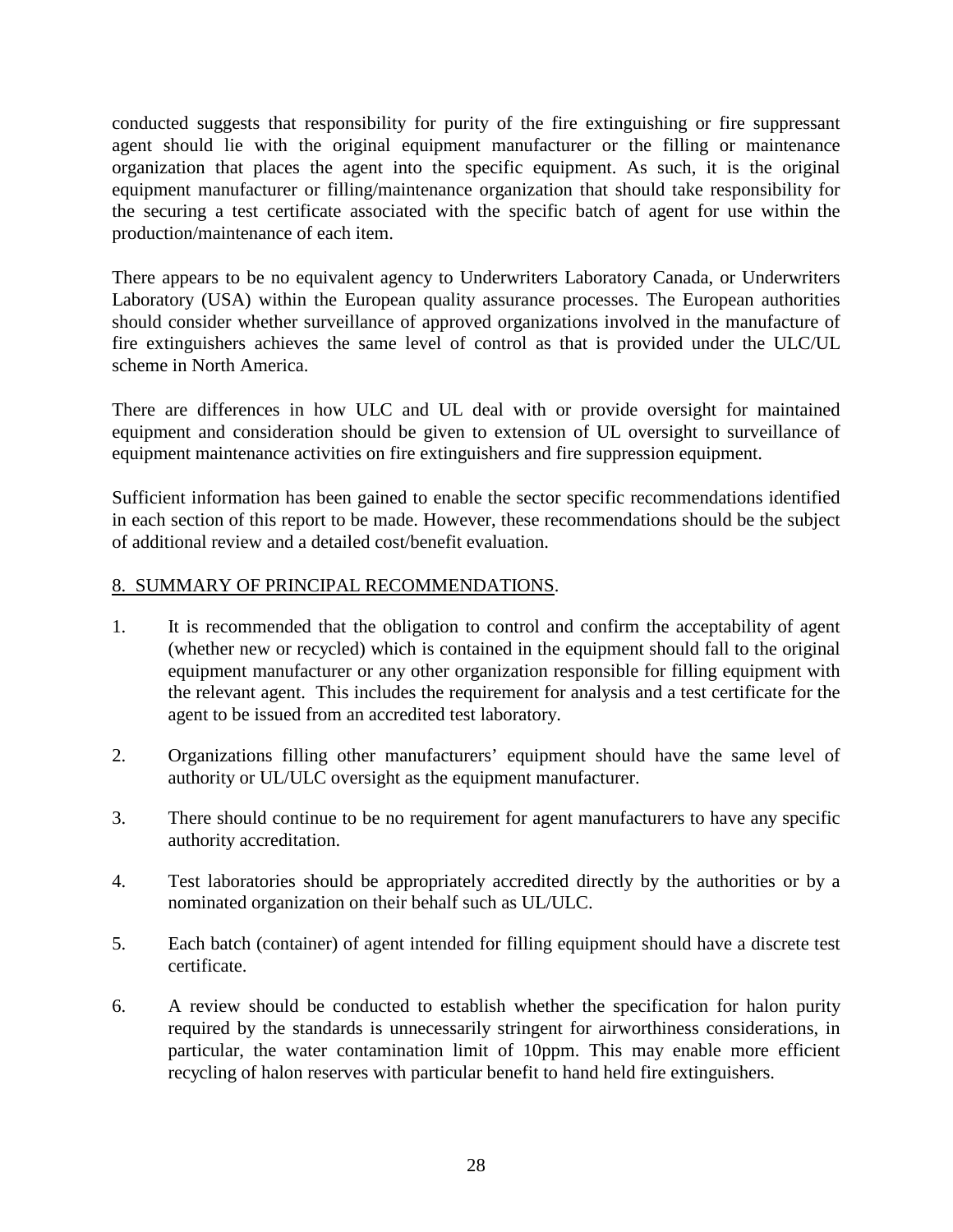conducted suggests that responsibility for purity of the fire extinguishing or fire suppressant agent should lie with the original equipment manufacturer or the filling or maintenance organization that places the agent into the specific equipment. As such, it is the original equipment manufacturer or filling/maintenance organization that should take responsibility for the securing a test certificate associated with the specific batch of agent for use within the production/maintenance of each item.

There appears to be no equivalent agency to Underwriters Laboratory Canada, or Underwriters Laboratory (USA) within the European quality assurance processes. The European authorities should consider whether surveillance of approved organizations involved in the manufacture of fire extinguishers achieves the same level of control as that is provided under the ULC/UL scheme in North America.

There are differences in how ULC and UL deal with or provide oversight for maintained equipment and consideration should be given to extension of UL oversight to surveillance of equipment maintenance activities on fire extinguishers and fire suppression equipment.

Sufficient information has been gained to enable the sector specific recommendations identified in each section of this report to be made. However, these recommendations should be the subject of additional review and a detailed cost/benefit evaluation.

## 8. SUMMARY OF PRINCIPAL RECOMMENDATIONS.

1. It is recommended that the obligation to control and confirm the acceptability of agent (whether new or recycled) which is contained in the equipment should fall to the original equipment manufacturer or any other organization responsible for filling equipment with the relevant agent. This includes the requirement for analysis and a test certificate for the agent to be issued from an accredited test laboratory.

2. Organizations filling other manufacturers' equipment should have the same level of authority or UL/ULC oversight as the equipment manufacturer.

3. There should continue to be no requirement for agent manufacturers to have any specific authority accreditation.

4. Test laboratories should be appropriately accredited directly by the authorities or by a nominated organization on their behalf such as UL/ULC.

5. Each batch (container) of agent intended for filling equipment should have a discrete test certificate.

6. A review should be conducted to establish whether the specification for halon purity required by the standards is unnecessarily stringent for airworthiness considerations, in particular, the water contamination limit of 10ppm. This may enable more efficient recycling of halon reserves with particular benefit to hand held fire extinguishers.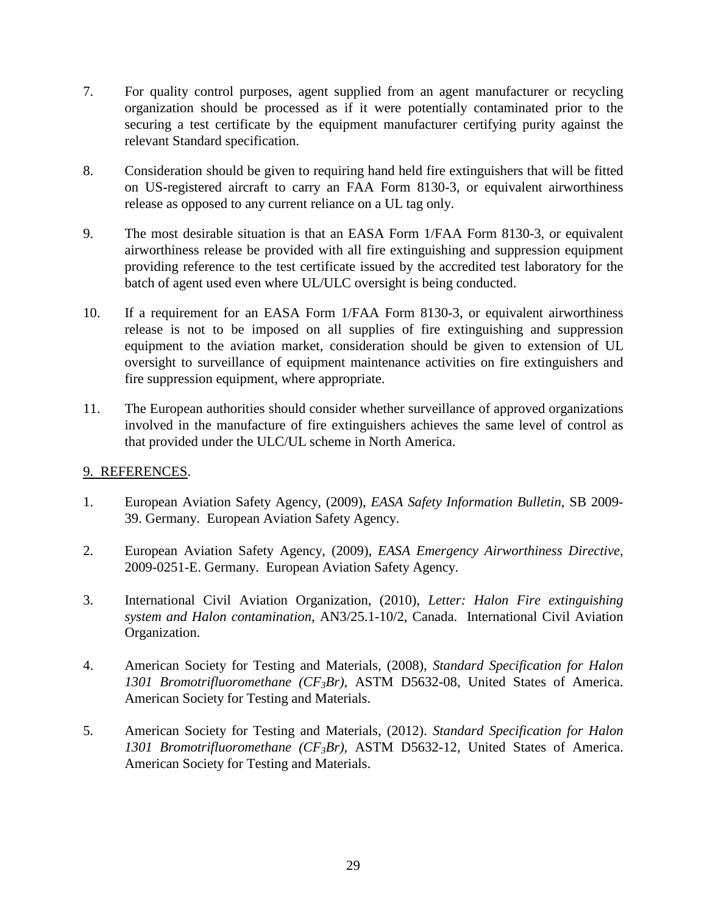7. For quality control purposes, agent supplied from an agent manufacturer or recycling organization should be processed as if it were potentially contaminated prior to the securing a test certificate by the equipment manufacturer certifying purity against the relevant Standard specification.

8. Consideration should be given to requiring hand held fire extinguishers that will be fitted on US-registered aircraft to carry an FAA Form 8130-3, or equivalent airworthiness release as opposed to any current reliance on a UL tag only.

9. The most desirable situation is that an EASA Form 1/FAA Form 8130-3, or equivalent airworthiness release be provided with all fire extinguishing and suppression equipment providing reference to the test certificate issued by the accredited test laboratory for the batch of agent used even where UL/ULC oversight is being conducted.

10. If a requirement for an EASA Form 1/FAA Form 8130-3, or equivalent airworthiness release is not to be imposed on all supplies of fire extinguishing and suppression equipment to the aviation market, consideration should be given to extension of UL oversight to surveillance of equipment maintenance activities on fire extinguishers and fire suppression equipment, where appropriate.

11. The European authorities should consider whether surveillance of approved organizations involved in the manufacture of fire extinguishers achieves the same level of control as that provided under the ULC/UL scheme in North America.

## 9. REFERENCES.

1. European Aviation Safety Agency, (2009), *EASA Safety Information Bulletin*, SB 2009-39. Germany. European Aviation Safety Agency.

2. European Aviation Safety Agency, (2009), *EASA Emergency Airworthiness Directive*, 2009-0251-E. Germany. European Aviation Safety Agency.

3. International Civil Aviation Organization, (2010), *Letter: Halon Fire extinguishing system and Halon contamination,* AN3/25.1-10/2, Canada. International Civil Aviation Organization.

4. American Society for Testing and Materials, (2008), *Standard Specification for Halon 1301 Bromotrifluoromethane ($CF_3Br$)*, ASTM D5632-08, United States of America. American Society for Testing and Materials.

5. American Society for Testing and Materials, (2012). *Standard Specification for Halon 1301 Bromotrifluoromethane ($CF_3Br$),* ASTM D5632-12, United States of America. American Society for Testing and Materials.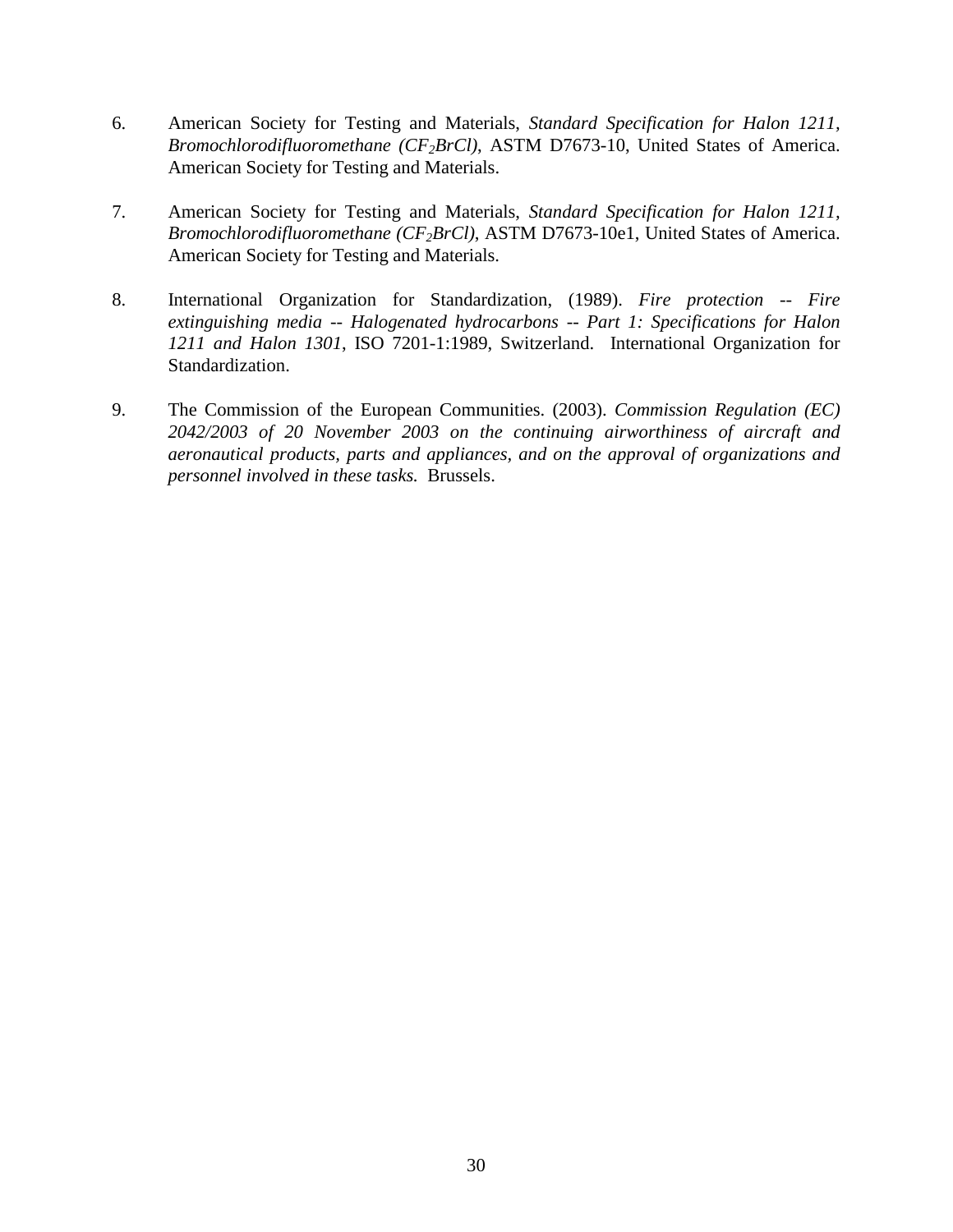6. American Society for Testing and Materials, *Standard Specification for Halon 1211, Bromochlorodifluoromethane ($CF_2BrCl$)*, ASTM D7673-10, United States of America. American Society for Testing and Materials.

7. American Society for Testing and Materials, *Standard Specification for Halon 1211, Bromochlorodifluoromethane ($CF_2BrCl$)*, ASTM D7673-10e1, United States of America. American Society for Testing and Materials.

8. International Organization for Standardization, (1989). *Fire protection -- Fire extinguishing media -- Halogenated hydrocarbons -- Part 1: Specifications for Halon 1211 and Halon 1301*, ISO 7201-1:1989, Switzerland. International Organization for Standardization.

9. The Commission of the European Communities. (2003). *Commission Regulation (EC) 2042/2003 of 20 November 2003 on the continuing airworthiness of aircraft and aeronautical products, parts and appliances, and on the approval of organizations and personnel involved in these tasks.* Brussels.